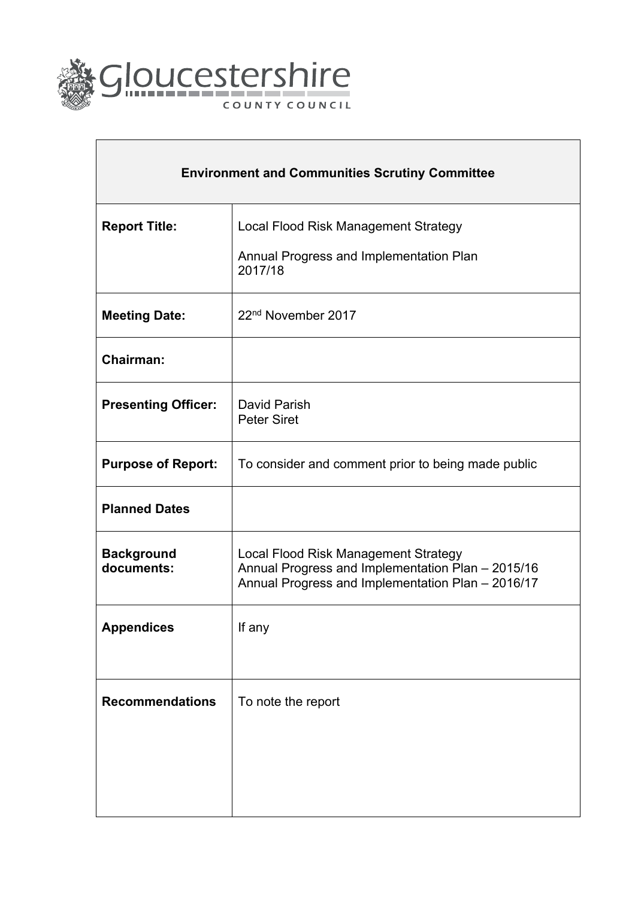Gloucestershire
COUNTY COUNCIL

| Environment and Communities Scrutiny Committee | |
|---|---|
| **Report Title:** | Local Flood Risk Management Strategy<br><br>Annual Progress and Implementation Plan 2017/18 |
| **Meeting Date:** | 22nd November 2017 |
| **Chairman:** | |
| **Presenting Officer:** | David Parish<br>Peter Siret |
| **Purpose of Report:** | To consider and comment prior to being made public |
| **Planned Dates** | |
| **Background documents:** | Local Flood Risk Management Strategy<br>Annual Progress and Implementation Plan – 2015/16<br>Annual Progress and Implementation Plan – 2016/17 |
| **Appendices** | If any |
| **Recommendations** | To note the report |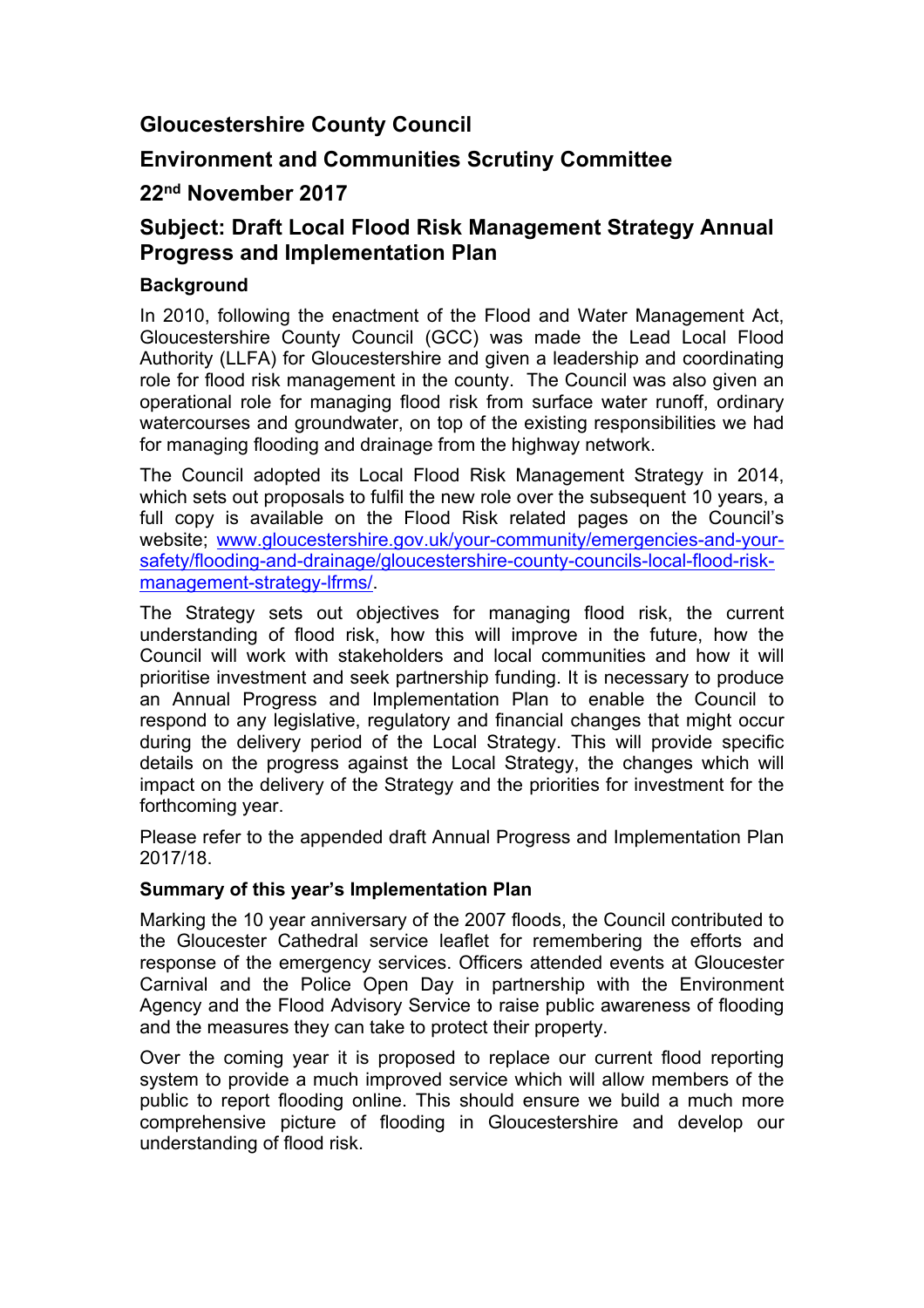# Gloucestershire County Council

## Environment and Communities Scrutiny Committee

## 22nd November 2017

## Subject: Draft Local Flood Risk Management Strategy Annual Progress and Implementation Plan

### Background

In 2010, following the enactment of the Flood and Water Management Act, Gloucestershire County Council (GCC) was made the Lead Local Flood Authority (LLFA) for Gloucestershire and given a leadership and coordinating role for flood risk management in the county. The Council was also given an operational role for managing flood risk from surface water runoff, ordinary watercourses and groundwater, on top of the existing responsibilities we had for managing flooding and drainage from the highway network.

The Council adopted its Local Flood Risk Management Strategy in 2014, which sets out proposals to fulfil the new role over the subsequent 10 years, a full copy is available on the Flood Risk related pages on the Council's website; [www.gloucestershire.gov.uk/your-community/emergencies-and-your-safety/flooding-and-drainage/gloucestershire-county-councils-local-flood-risk-management-strategy-lfrms/](www.gloucestershire.gov.uk/your-community/emergencies-and-your-safety/flooding-and-drainage/gloucestershire-county-councils-local-flood-risk-management-strategy-lfrms/).

The Strategy sets out objectives for managing flood risk, the current understanding of flood risk, how this will improve in the future, how the Council will work with stakeholders and local communities and how it will prioritise investment and seek partnership funding. It is necessary to produce an Annual Progress and Implementation Plan to enable the Council to respond to any legislative, regulatory and financial changes that might occur during the delivery period of the Local Strategy. This will provide specific details on the progress against the Local Strategy, the changes which will impact on the delivery of the Strategy and the priorities for investment for the forthcoming year.

Please refer to the appended draft Annual Progress and Implementation Plan 2017/18.

### Summary of this year's Implementation Plan

Marking the 10 year anniversary of the 2007 floods, the Council contributed to the Gloucester Cathedral service leaflet for remembering the efforts and response of the emergency services. Officers attended events at Gloucester Carnival and the Police Open Day in partnership with the Environment Agency and the Flood Advisory Service to raise public awareness of flooding and the measures they can take to protect their property.

Over the coming year it is proposed to replace our current flood reporting system to provide a much improved service which will allow members of the public to report flooding online. This should ensure we build a much more comprehensive picture of flooding in Gloucestershire and develop our understanding of flood risk.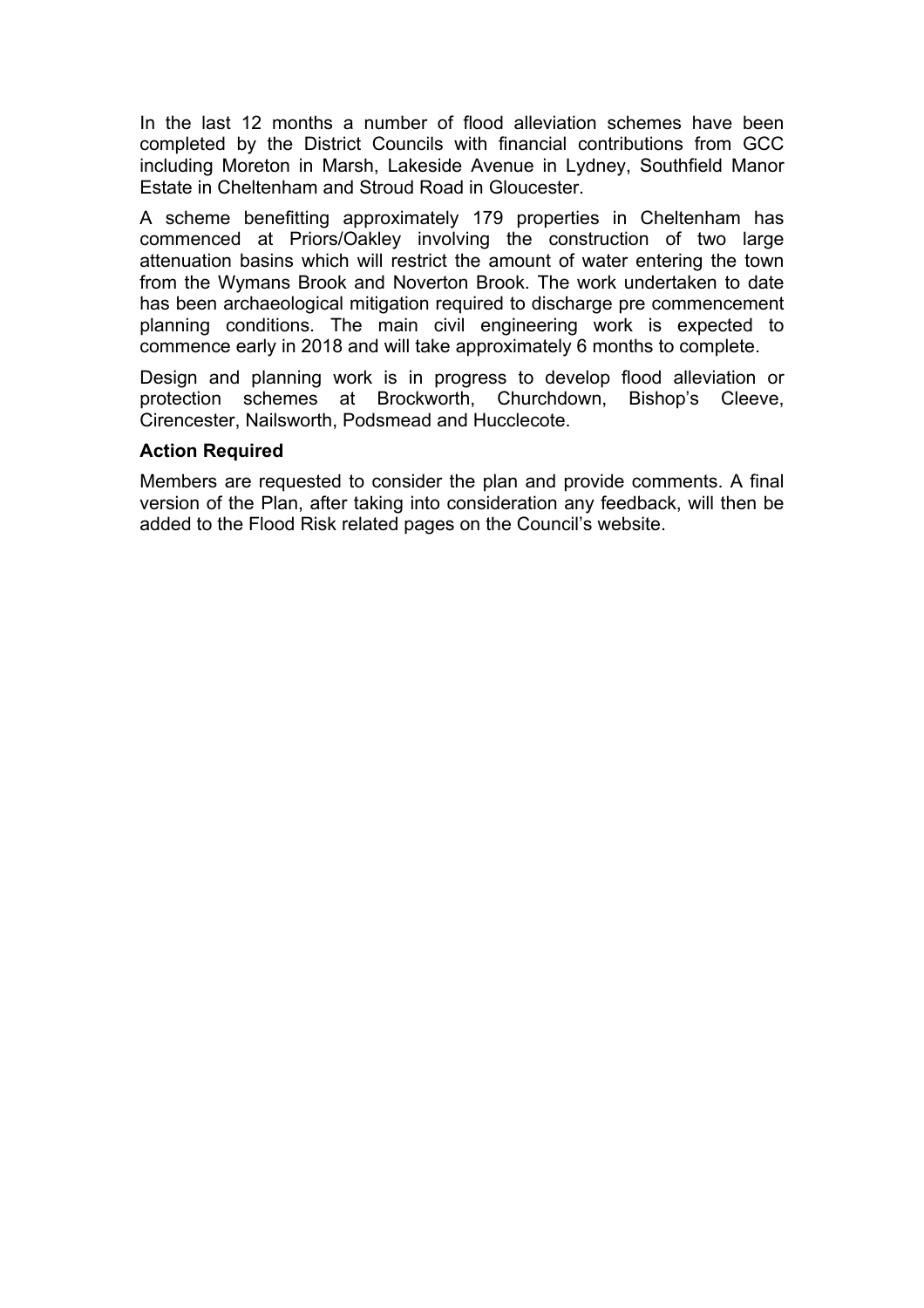In the last 12 months a number of flood alleviation schemes have been completed by the District Councils with financial contributions from GCC including Moreton in Marsh, Lakeside Avenue in Lydney, Southfield Manor Estate in Cheltenham and Stroud Road in Gloucester.

A scheme benefitting approximately 179 properties in Cheltenham has commenced at Priors/Oakley involving the construction of two large attenuation basins which will restrict the amount of water entering the town from the Wymans Brook and Noverton Brook. The work undertaken to date has been archaeological mitigation required to discharge pre commencement planning conditions. The main civil engineering work is expected to commence early in 2018 and will take approximately 6 months to complete.

Design and planning work is in progress to develop flood alleviation or protection schemes at Brockworth, Churchdown, Bishop's Cleeve, Cirencester, Nailsworth, Podsmead and Hucclecote.

**Action Required**

Members are requested to consider the plan and provide comments. A final version of the Plan, after taking into consideration any feedback, will then be added to the Flood Risk related pages on the Council's website.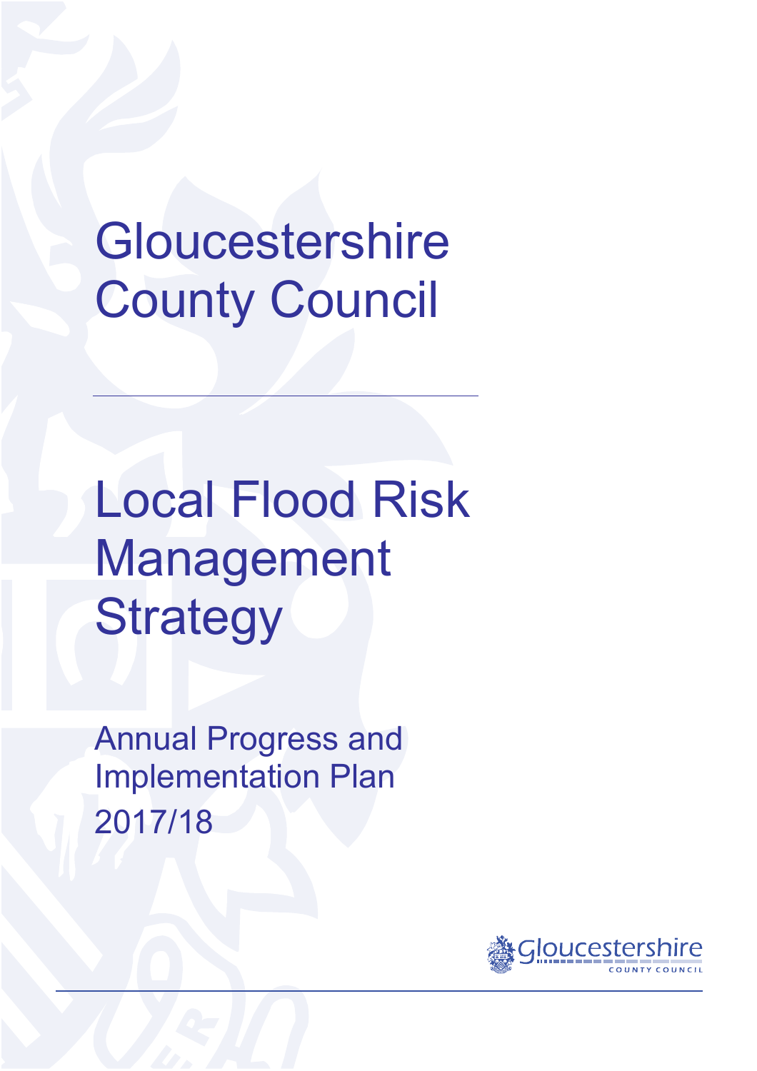# Gloucestershire County Council

# Local Flood Risk Management Strategy

## Annual Progress and Implementation Plan 2017/18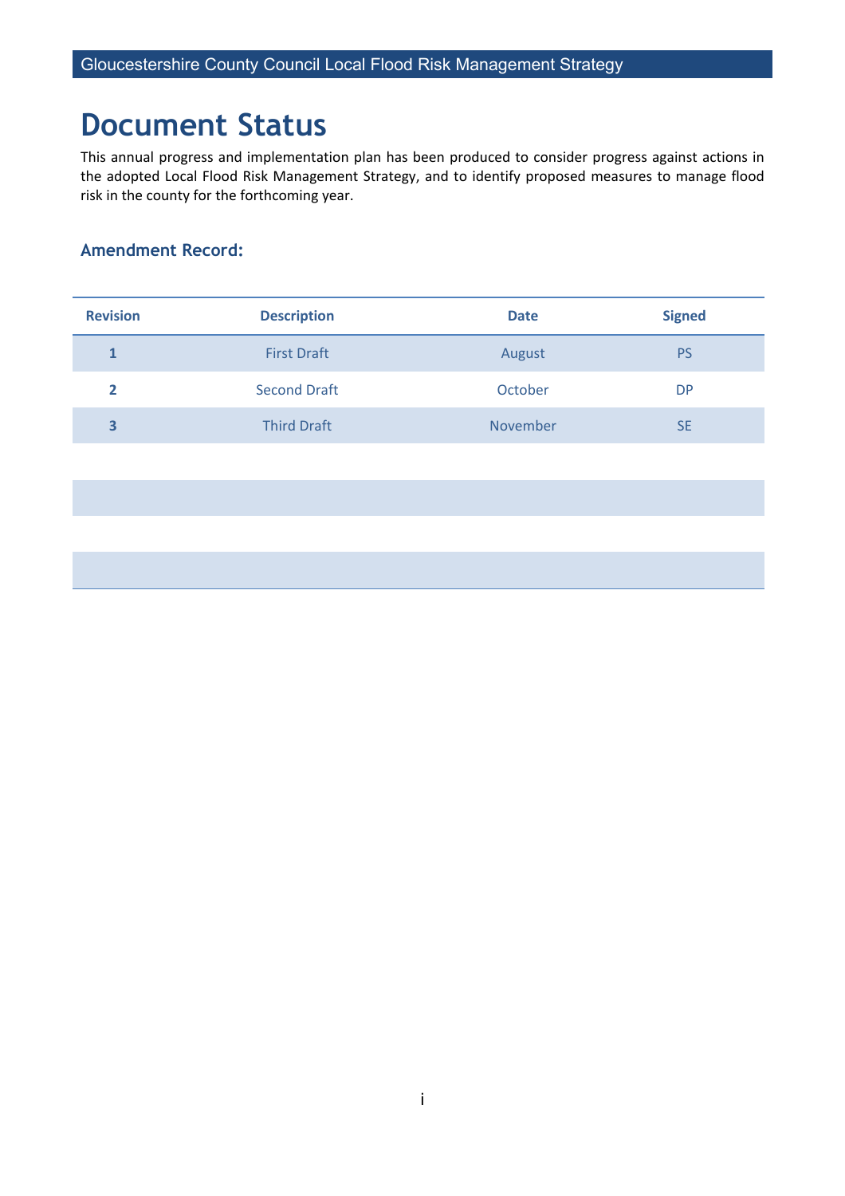# Document Status

This annual progress and implementation plan has been produced to consider progress against actions in the adopted Local Flood Risk Management Strategy, and to identify proposed measures to manage flood risk in the county for the forthcoming year.

### Amendment Record:

| Revision | Description | Date | Signed |
|---|---|---|---|
| 1 | First Draft | August | PS |
| 2 | Second Draft | October | DP |
| 3 | Third Draft | November | SE |
| | | | |
| | | | |
| | | | |
| | | | |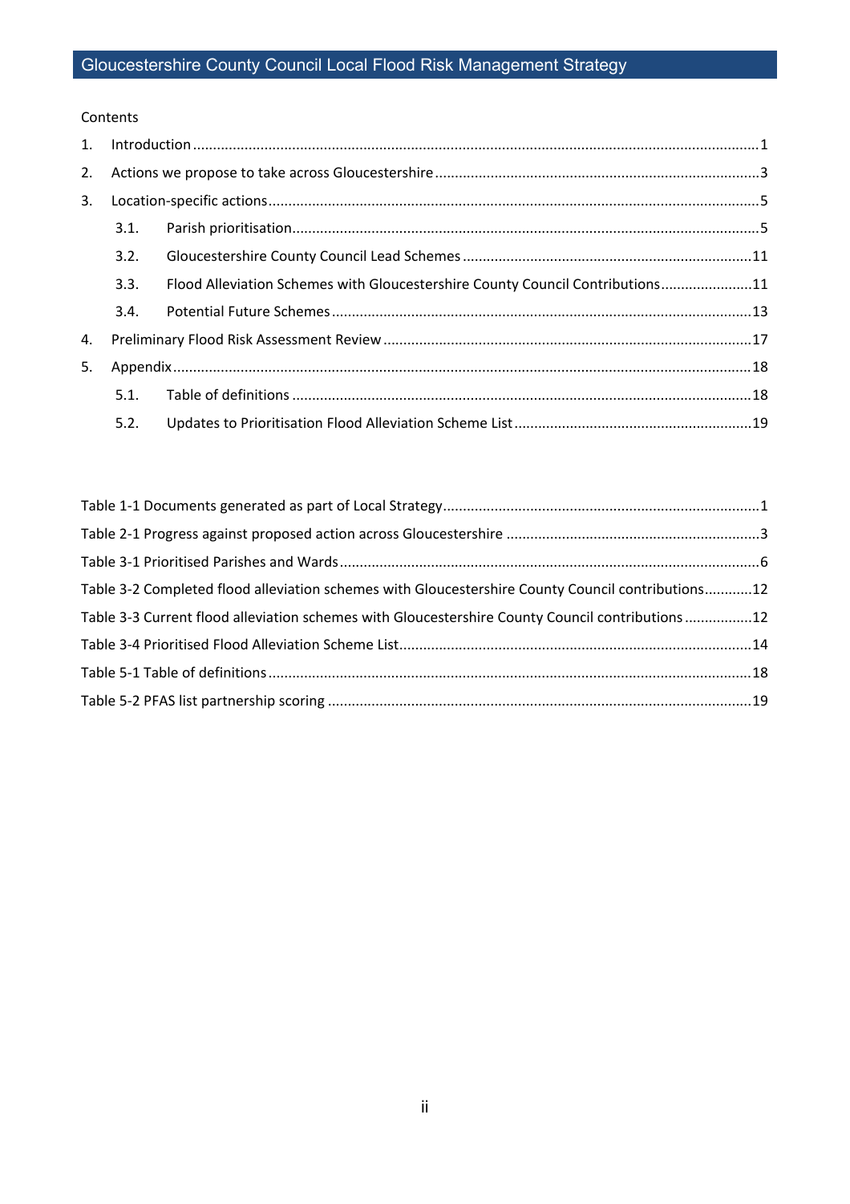Contents

1. Introduction ........................................................................................................................................1
2. Actions we propose to take across Gloucestershire ................................................................................3
3. Location-specific actions ........................................................................................................................5
   - 3.1. Parish prioritisation...................................................................................................................5
   - 3.2. Gloucestershire County Council Lead Schemes .......................................................................11
   - 3.3. Flood Alleviation Schemes with Gloucestershire County Council Contributions.......................11
   - 3.4. Potential Future Schemes ........................................................................................................13
4. Preliminary Flood Risk Assessment Review ...........................................................................................17
5. Appendix...............................................................................................................................................18
   - 5.1. Table of definitions ..................................................................................................................18
   - 5.2. Updates to Prioritisation Flood Alleviation Scheme List ...........................................................19

Table 1-1 Documents generated as part of Local Strategy...............................................................................1
Table 2-1 Progress against proposed action across Gloucestershire ...............................................................3
Table 3-1 Prioritised Parishes and Wards........................................................................................................6
Table 3-2 Completed flood alleviation schemes with Gloucestershire County Council contributions............12
Table 3-3 Current flood alleviation schemes with Gloucestershire County Council contributions .................12
Table 3-4 Prioritised Flood Alleviation Scheme List........................................................................................14
Table 5-1 Table of definitions ........................................................................................................................18
Table 5-2 PFAS list partnership scoring .........................................................................................................19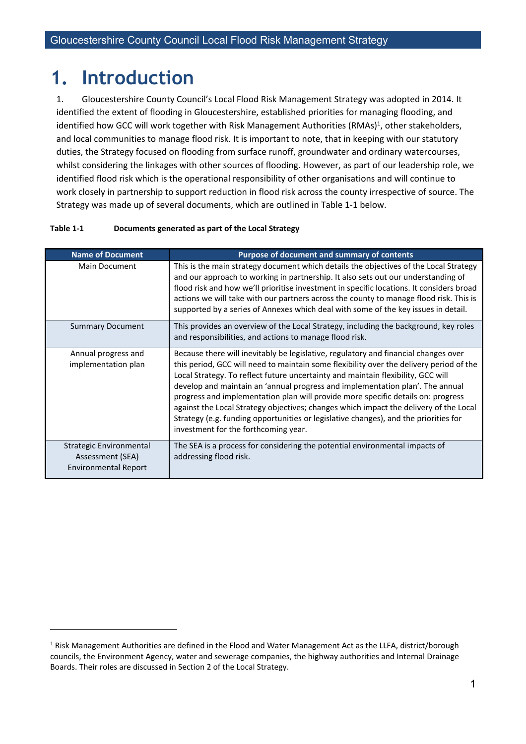# 1. Introduction

1. Gloucestershire County Council's Local Flood Risk Management Strategy was adopted in 2014. It identified the extent of flooding in Gloucestershire, established priorities for managing flooding, and identified how GCC will work together with Risk Management Authorities (RMAs)[1], other stakeholders, and local communities to manage flood risk. It is important to note, that in keeping with our statutory duties, the Strategy focused on flooding from surface runoff, groundwater and ordinary watercourses, whilst considering the linkages with other sources of flooding. However, as part of our leadership role, we identified flood risk which is the operational responsibility of other organisations and will continue to work closely in partnership to support reduction in flood risk across the county irrespective of source. The Strategy was made up of several documents, which are outlined in Table 1-1 below.

**Table 1-1 Documents generated as part of the Local Strategy**

| Name of Document | Purpose of document and summary of contents |
|---|---|
| Main Document | This is the main strategy document which details the objectives of the Local Strategy and our approach to working in partnership. It also sets out our understanding of flood risk and how we'll prioritise investment in specific locations. It considers broad actions we will take with our partners across the county to manage flood risk. This is supported by a series of Annexes which deal with some of the key issues in detail. |
| Summary Document | This provides an overview of the Local Strategy, including the background, key roles and responsibilities, and actions to manage flood risk. |
| Annual progress and implementation plan | Because there will inevitably be legislative, regulatory and financial changes over this period, GCC will need to maintain some flexibility over the delivery period of the Local Strategy. To reflect future uncertainty and maintain flexibility, GCC will develop and maintain an 'annual progress and implementation plan'. The annual progress and implementation plan will provide more specific details on: progress against the Local Strategy objectives; changes which impact the delivery of the Local Strategy (e.g. funding opportunities or legislative changes), and the priorities for investment for the forthcoming year. |
| Strategic Environmental Assessment (SEA) Environmental Report | The SEA is a process for considering the potential environmental impacts of addressing flood risk. |

[1] Risk Management Authorities are defined in the Flood and Water Management Act as the LLFA, district/borough councils, the Environment Agency, water and sewerage companies, the highway authorities and Internal Drainage Boards. Their roles are discussed in Section 2 of the Local Strategy.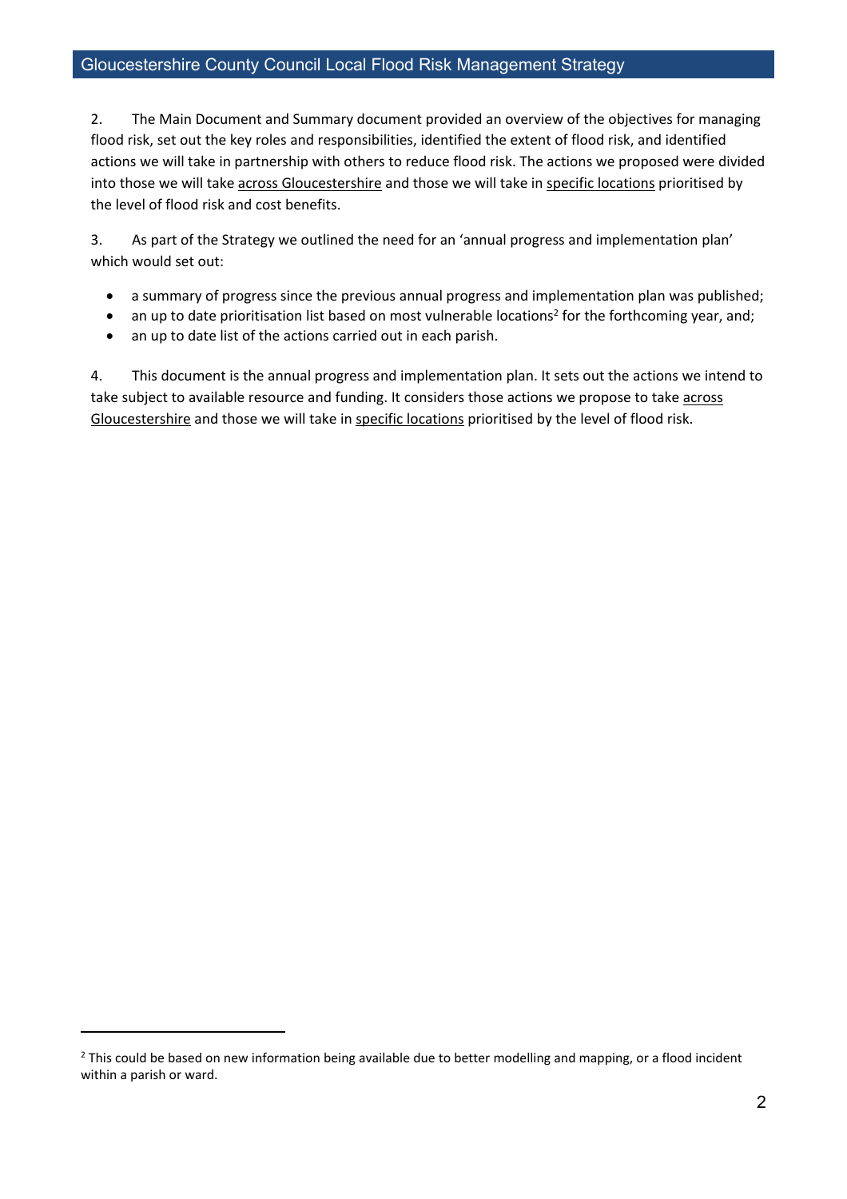2. The Main Document and Summary document provided an overview of the objectives for managing flood risk, set out the key roles and responsibilities, identified the extent of flood risk, and identified actions we will take in partnership with others to reduce flood risk. The actions we proposed were divided into those we will take across Gloucestershire and those we will take in specific locations prioritised by the level of flood risk and cost benefits.

3. As part of the Strategy we outlined the need for an 'annual progress and implementation plan' which would set out:

- a summary of progress since the previous annual progress and implementation plan was published;
- an up to date prioritisation list based on most vulnerable locations[2] for the forthcoming year, and;
- an up to date list of the actions carried out in each parish.

4. This document is the annual progress and implementation plan. It sets out the actions we intend to take subject to available resource and funding. It considers those actions we propose to take across Gloucestershire and those we will take in specific locations prioritised by the level of flood risk.

[2] This could be based on new information being available due to better modelling and mapping, or a flood incident within a parish or ward.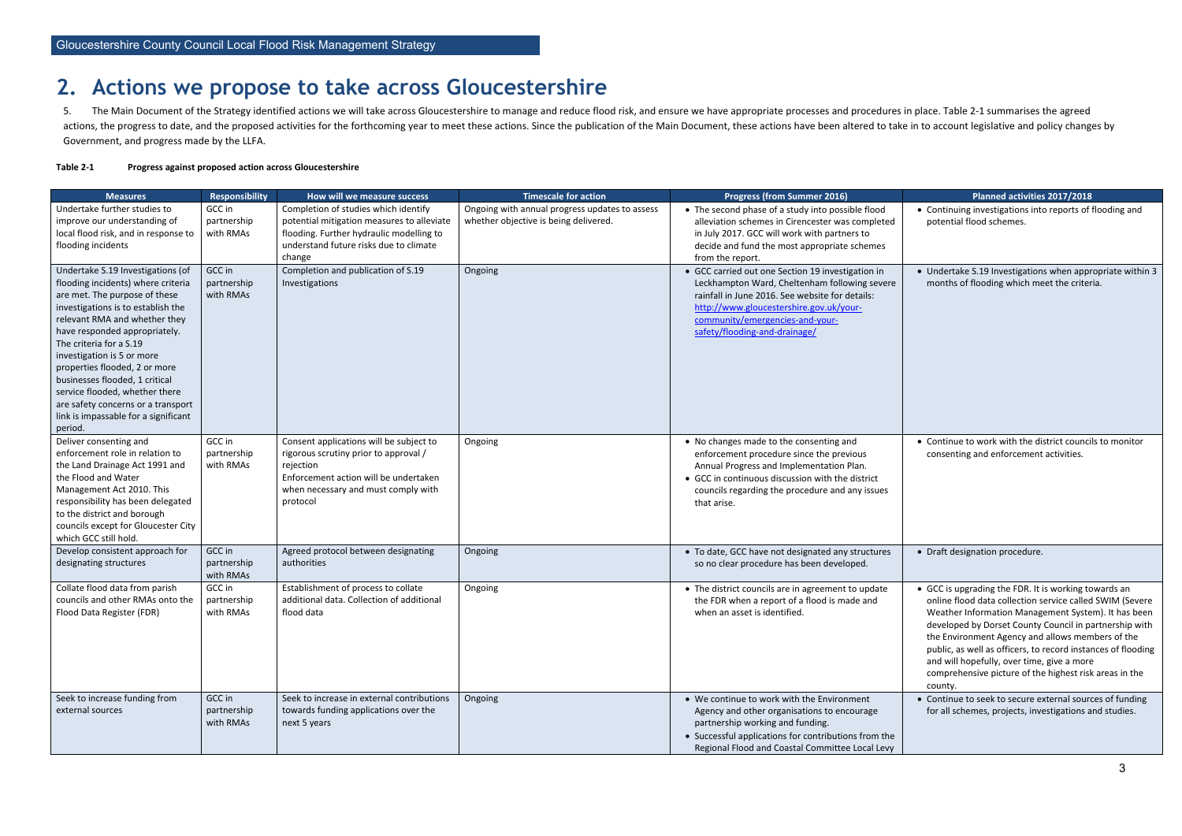# 2. Actions we propose to take across Gloucestershire

5. The Main Document of the Strategy identified actions we will take across Gloucestershire to manage and reduce flood risk, and ensure we have appropriate processes and procedures in place. Table 2-1 summarises the agreed actions, the progress to date, and the proposed activities for the forthcoming year to meet these actions. Since the publication of the Main Document, these actions have been altered to take in to account legislative and policy changes by Government, and progress made by the LLFA.

**Table 2-1 Progress against proposed action across Gloucestershire**

| Measures | Responsibility | How will we measure success | Timescale for action | Progress (from Summer 2016) | Planned activities 2017/2018 |
|---|---|---|---|---|---|
| Undertake further studies to improve our understanding of local flood risk, and in response to flooding incidents | GCC in partnership with RMAs | Completion of studies which identify potential mitigation measures to alleviate flooding. Further hydraulic modelling to understand future risks due to climate change | Ongoing with annual progress updates to assess whether objective is being delivered. | • The second phase of a study into possible flood alleviation schemes in Cirencester was completed in July 2017. GCC will work with partners to decide and fund the most appropriate schemes from the report. | • Continuing investigations into reports of flooding and potential flood schemes. |
| Undertake S.19 Investigations (of flooding incidents) where criteria are met. The purpose of these investigations is to establish the relevant RMA and whether they have responded appropriately. The criteria for a S.19 investigation is 5 or more properties flooded, 2 or more businesses flooded, 1 critical service flooded, whether there are safety concerns or a transport link is impassable for a significant period. | GCC in partnership with RMAs | Completion and publication of S.19 Investigations | Ongoing | • GCC carried out one Section 19 investigation in Leckhampton Ward, Cheltenham following severe rainfall in June 2016. See website for details: http://www.gloucestershire.gov.uk/your-community/emergencies-and-your-safety/flooding-and-drainage/ | • Undertake S.19 Investigations when appropriate within 3 months of flooding which meet the criteria. |
| Deliver consenting and enforcement role in relation to the Land Drainage Act 1991 and the Flood and Water Management Act 2010. This responsibility has been delegated to the district and borough councils except for Gloucester City which GCC still hold. | GCC in partnership with RMAs | Consent applications will be subject to rigorous scrutiny prior to approval / rejection<br>Enforcement action will be undertaken when necessary and must comply with protocol | Ongoing | • No changes made to the consenting and enforcement procedure since the previous Annual Progress and Implementation Plan.<br>• GCC in continuous discussion with the district councils regarding the procedure and any issues that arise. | • Continue to work with the district councils to monitor consenting and enforcement activities. |
| Develop consistent approach for designating structures | GCC in partnership with RMAs | Agreed protocol between designating authorities | Ongoing | • To date, GCC have not designated any structures so no clear procedure has been developed. | • Draft designation procedure. |
| Collate flood data from parish councils and other RMAs onto the Flood Data Register (FDR) | GCC in partnership with RMAs | Establishment of process to collate additional data. Collection of additional flood data | Ongoing | • The district councils are in agreement to update the FDR when a report of a flood is made and when an asset is identified. | • GCC is upgrading the FDR. It is working towards an online flood data collection service called SWIM (Severe Weather Information Management System). It has been developed by Dorset County Council in partnership with the Environment Agency and allows members of the public, as well as officers, to record instances of flooding and will hopefully, over time, give a more comprehensive picture of the highest risk areas in the county. |
| Seek to increase funding from external sources | GCC in partnership with RMAs | Seek to increase in external contributions towards funding applications over the next 5 years | Ongoing | • We continue to work with the Environment Agency and other organisations to encourage partnership working and funding.<br>• Successful applications for contributions from the Regional Flood and Coastal Committee Local Levy | • Continue to seek to secure external sources of funding for all schemes, projects, investigations and studies. |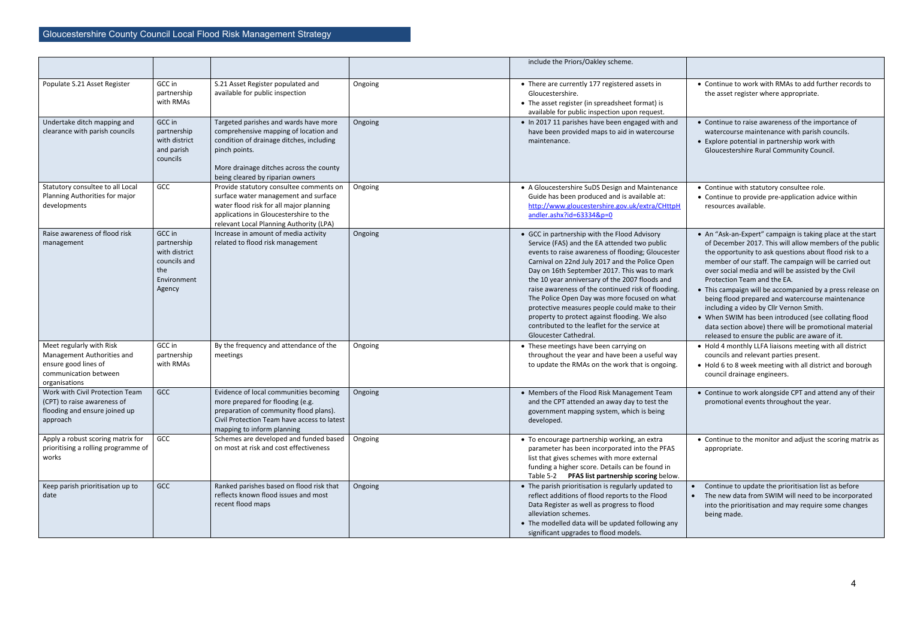| | | | | include the Priors/Oakley scheme. | |
|---|---|---|---|---|---|
| Populate S.21 Asset Register | GCC in partnership with RMAs | S.21 Asset Register populated and available for public inspection | Ongoing | • There are currently 177 registered assets in Gloucestershire.<br>• The asset register (in spreadsheet format) is available for public inspection upon request. | • Continue to work with RMAs to add further records to the asset register where appropriate. |
| Undertake ditch mapping and clearance with parish councils | GCC in partnership with district and parish councils | Targeted parishes and wards have more comprehensive mapping of location and condition of drainage ditches, including pinch points.<br><br>More drainage ditches across the county being cleared by riparian owners | Ongoing | • In 2017 11 parishes have been engaged with and have been provided maps to aid in watercourse maintenance. | • Continue to raise awareness of the importance of watercourse maintenance with parish councils.<br>• Explore potential in partnership work with Gloucestershire Rural Community Council. |
| Statutory consultee to all Local Planning Authorities for major developments | GCC | Provide statutory consultee comments on surface water management and surface water flood risk for all major planning applications in Gloucestershire to the relevant Local Planning Authority (LPA) | Ongoing | • A Gloucestershire SuDS Design and Maintenance Guide has been produced and is available at: http://www.gloucestershire.gov.uk/extra/CHttpHandler.ashx?id=63334&p=0 | • Continue with statutory consultee role.<br>• Continue to provide pre-application advice within resources available. |
| Raise awareness of flood risk management | GCC in partnership with district councils and the Environment Agency | Increase in amount of media activity related to flood risk management | Ongoing | • GCC in partnership with the Flood Advisory Service (FAS) and the EA attended two public events to raise awareness of flooding; Gloucester Carnival on 22nd July 2017 and the Police Open Day on 16th September 2017. This was to mark the 10 year anniversary of the 2007 floods and raise awareness of the continued risk of flooding. The Police Open Day was more focused on what protective measures people could make to their property to protect against flooding. We also contributed to the leaflet for the service at Gloucester Cathedral. | • An "Ask-an-Expert" campaign is taking place at the start of December 2017. This will allow members of the public the opportunity to ask questions about flood risk to a member of our staff. The campaign will be carried out over social media and will be assisted by the Civil Protection Team and the EA.<br>• This campaign will be accompanied by a press release on being flood prepared and watercourse maintenance including a video by Cllr Vernon Smith.<br>• When SWIM has been introduced (see collating flood data section above) there will be promotional material released to ensure the public are aware of it. |
| Meet regularly with Risk Management Authorities and ensure good lines of communication between organisations | GCC in partnership with RMAs | By the frequency and attendance of the meetings | Ongoing | • These meetings have been carrying on throughout the year and have been a useful way to update the RMAs on the work that is ongoing. | • Hold 4 monthly LLFA liaisons meeting with all district councils and relevant parties present.<br>• Hold 6 to 8 week meeting with all district and borough council drainage engineers. |
| Work with Civil Protection Team (CPT) to raise awareness of flooding and ensure joined up approach | GCC | Evidence of local communities becoming more prepared for flooding (e.g. preparation of community flood plans). Civil Protection Team have access to latest mapping to inform planning | Ongoing | • Members of the Flood Risk Management Team and the CPT attended an away day to test the government mapping system, which is being developed. | • Continue to work alongside CPT and attend any of their promotional events throughout the year. |
| Apply a robust scoring matrix for prioritising a rolling programme of works | GCC | Schemes are developed and funded based on most at risk and cost effectiveness | Ongoing | • To encourage partnership working, an extra parameter has been incorporated into the PFAS list that gives schemes with more external funding a higher score. Details can be found in Table 5-2 **PFAS list partnership scoring** below. | • Continue to the monitor and adjust the scoring matrix as appropriate. |
| Keep parish prioritisation up to date | GCC | Ranked parishes based on flood risk that reflects known flood issues and most recent flood maps | Ongoing | • The parish prioritisation is regularly updated to reflect additions of flood reports to the Flood Data Register as well as progress to flood alleviation schemes.<br>• The modelled data will be updated following any significant upgrades to flood models. | • Continue to update the prioritisation list as before<br>• The new data from SWIM will need to be incorporated into the prioritisation and may require some changes being made. |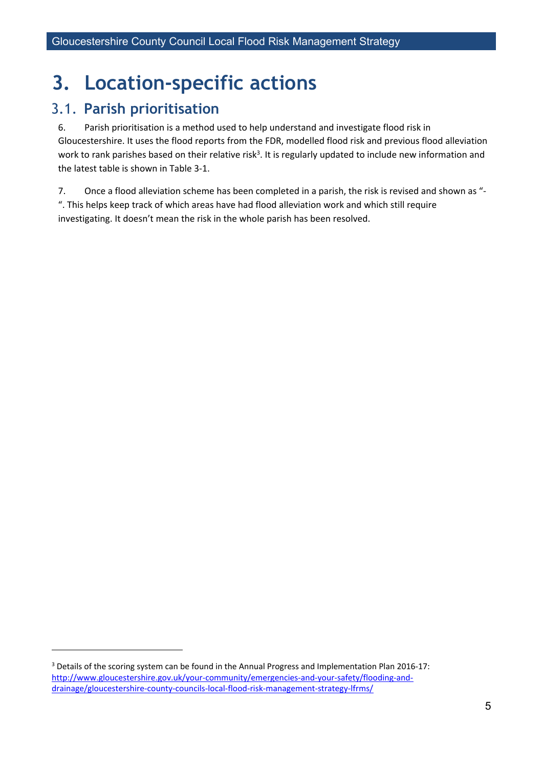# 3. Location-specific actions

## 3.1. Parish prioritisation

6. Parish prioritisation is a method used to help understand and investigate flood risk in Gloucestershire. It uses the flood reports from the FDR, modelled flood risk and previous flood alleviation work to rank parishes based on their relative risk[3]. It is regularly updated to include new information and the latest table is shown in Table 3-1.

7. Once a flood alleviation scheme has been completed in a parish, the risk is revised and shown as "-". This helps keep track of which areas have had flood alleviation work and which still require investigating. It doesn't mean the risk in the whole parish has been resolved.

---

[3] Details of the scoring system can be found in the Annual Progress and Implementation Plan 2016-17: http://www.gloucestershire.gov.uk/your-community/emergencies-and-your-safety/flooding-and-drainage/gloucestershire-county-councils-local-flood-risk-management-strategy-lfrms/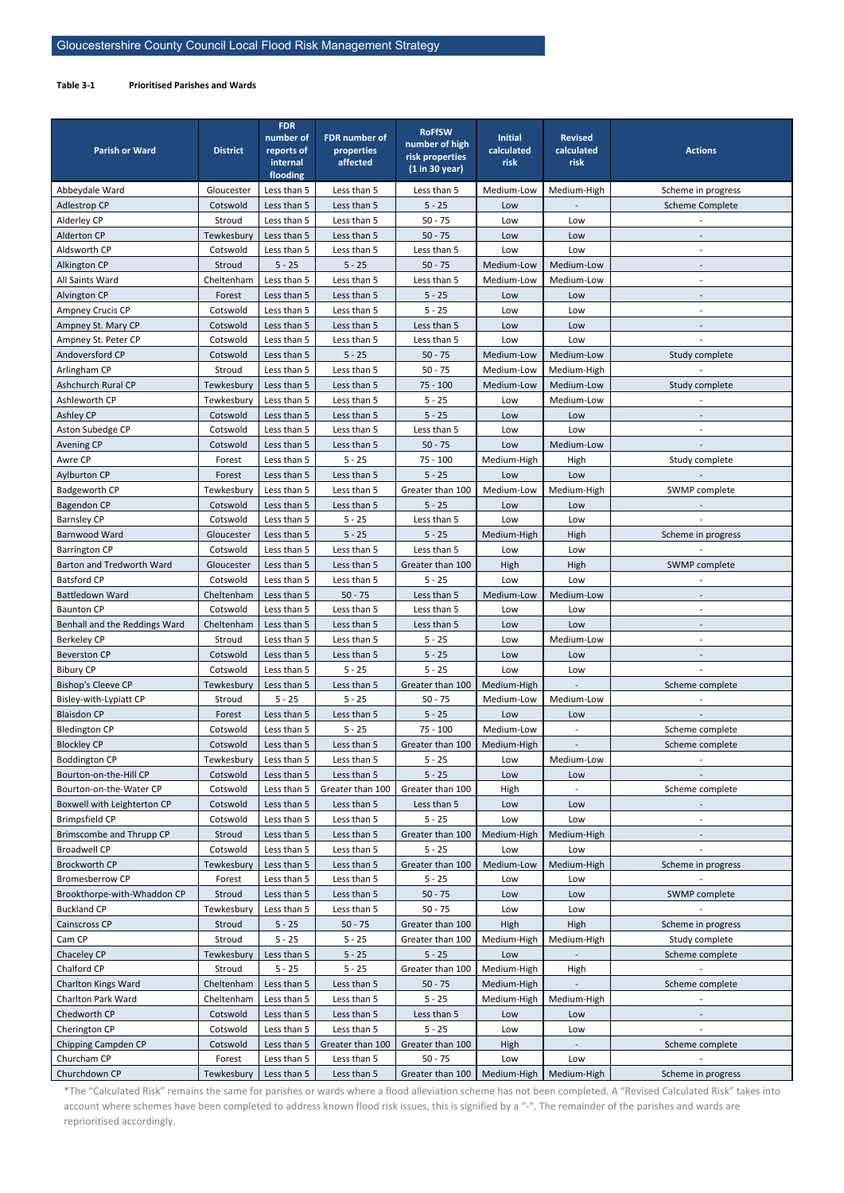**Table 3-1 Prioritised Parishes and Wards**

| Parish or Ward | District | FDR number of reports of internal flooding | FDR number of properties affected | RoFfSW number of high risk properties (1 in 30 year) | Initial calculated risk | Revised calculated risk | Actions |
|---|---|---|---|---|---|---|---|
| Abbeydale Ward | Gloucester | Less than 5 | Less than 5 | Less than 5 | Medium-Low | Medium-High | Scheme in progress |
| Adlestrop CP | Cotswold | Less than 5 | Less than 5 | 5 - 25 | Low | - | Scheme Complete |
| Alderley CP | Stroud | Less than 5 | Less than 5 | 50 - 75 | Low | Low | - |
| Alderton CP | Tewkesbury | Less than 5 | Less than 5 | 50 - 75 | Low | Low | - |
| Aldsworth CP | Cotswold | Less than 5 | Less than 5 | Less than 5 | Low | Low | - |
| Alkington CP | Stroud | 5 - 25 | 5 - 25 | 50 - 75 | Medium-Low | Medium-Low | - |
| All Saints Ward | Cheltenham | Less than 5 | Less than 5 | Less than 5 | Medium-Low | Medium-Low | - |
| Alvington CP | Forest | Less than 5 | Less than 5 | 5 - 25 | Low | Low | - |
| Ampney Crucis CP | Cotswold | Less than 5 | Less than 5 | 5 - 25 | Low | Low | - |
| Ampney St. Mary CP | Cotswold | Less than 5 | Less than 5 | Less than 5 | Low | Low | - |
| Ampney St. Peter CP | Cotswold | Less than 5 | Less than 5 | Less than 5 | Low | Low | - |
| Andoversford CP | Cotswold | Less than 5 | 5 - 25 | 50 - 75 | Medium-Low | Medium-Low | Study complete |
| Arlingham CP | Stroud | Less than 5 | Less than 5 | 50 - 75 | Medium-Low | Medium-High | - |
| Ashchurch Rural CP | Tewkesbury | Less than 5 | Less than 5 | 75 - 100 | Medium-Low | Medium-Low | Study complete |
| Ashleworth CP | Tewkesbury | Less than 5 | Less than 5 | 5 - 25 | Low | Medium-Low | - |
| Ashley CP | Cotswold | Less than 5 | Less than 5 | 5 - 25 | Low | Low | - |
| Aston Subedge CP | Cotswold | Less than 5 | Less than 5 | Less than 5 | Low | Low | - |
| Avening CP | Cotswold | Less than 5 | Less than 5 | 50 - 75 | Low | Medium-Low | - |
| Awre CP | Forest | Less than 5 | 5 - 25 | 75 - 100 | Medium-High | High | Study complete |
| Aylburton CP | Forest | Less than 5 | Less than 5 | 5 - 25 | Low | Low | - |
| Badgeworth CP | Tewkesbury | Less than 5 | Less than 5 | Greater than 100 | Medium-Low | Medium-High | SWMP complete |
| Bagendon CP | Cotswold | Less than 5 | Less than 5 | 5 - 25 | Low | Low | - |
| Barnsley CP | Cotswold | Less than 5 | 5 - 25 | Less than 5 | Low | Low | - |
| Barnwood Ward | Gloucester | Less than 5 | 5 - 25 | 5 - 25 | Medium-High | High | Scheme in progress |
| Barrington CP | Cotswold | Less than 5 | Less than 5 | Less than 5 | Low | Low | - |
| Barton and Tredworth Ward | Gloucester | Less than 5 | Less than 5 | Greater than 100 | High | High | SWMP complete |
| Batsford CP | Cotswold | Less than 5 | Less than 5 | 5 - 25 | Low | Low | - |
| Battledown Ward | Cheltenham | Less than 5 | 50 - 75 | Less than 5 | Medium-Low | Medium-Low | - |
| Baunton CP | Cotswold | Less than 5 | Less than 5 | Less than 5 | Low | Low | - |
| Benhall and the Reddings Ward | Cheltenham | Less than 5 | Less than 5 | Less than 5 | Low | Low | - |
| Berkeley CP | Stroud | Less than 5 | Less than 5 | 5 - 25 | Low | Medium-Low | - |
| Beverston CP | Cotswold | Less than 5 | Less than 5 | 5 - 25 | Low | Low | - |
| Bibury CP | Cotswold | Less than 5 | 5 - 25 | 5 - 25 | Low | Low | - |
| Bishop's Cleeve CP | Tewkesbury | Less than 5 | Less than 5 | Greater than 100 | Medium-High | - | Scheme complete |
| Bisley-with-Lypiatt CP | Stroud | 5 - 25 | 5 - 25 | 50 - 75 | Medium-Low | Medium-Low | - |
| Blaisdon CP | Forest | Less than 5 | Less than 5 | 5 - 25 | Low | Low | - |
| Bledington CP | Cotswold | Less than 5 | 5 - 25 | 75 - 100 | Medium-Low | - | Scheme complete |
| Blockley CP | Cotswold | Less than 5 | Less than 5 | Greater than 100 | Medium-High | - | Scheme complete |
| Boddington CP | Tewkesbury | Less than 5 | Less than 5 | 5 - 25 | Low | Medium-Low | - |
| Bourton-on-the-Hill CP | Cotswold | Less than 5 | Less than 5 | 5 - 25 | Low | Low | - |
| Bourton-on-the-Water CP | Cotswold | Less than 5 | Greater than 100 | Greater than 100 | High | - | Scheme complete |
| Boxwell with Leighterton CP | Cotswold | Less than 5 | Less than 5 | Less than 5 | Low | Low | - |
| Brimpsfield CP | Cotswold | Less than 5 | Less than 5 | 5 - 25 | Low | Low | - |
| Brimscombe and Thrupp CP | Stroud | Less than 5 | Less than 5 | Greater than 100 | Medium-High | Medium-High | - |
| Broadwell CP | Cotswold | Less than 5 | Less than 5 | 5 - 25 | Low | Low | - |
| Brockworth CP | Tewkesbury | Less than 5 | Less than 5 | Greater than 100 | Medium-Low | Medium-High | Scheme in progress |
| Bromesberrow CP | Forest | Less than 5 | Less than 5 | 5 - 25 | Low | Low | - |
| Brookthorpe-with-Whaddon CP | Stroud | Less than 5 | Less than 5 | 50 - 75 | Low | Low | SWMP complete |
| Buckland CP | Tewkesbury | Less than 5 | Less than 5 | 50 - 75 | Low | Low | - |
| Cainscross CP | Stroud | 5 - 25 | 50 - 75 | Greater than 100 | High | High | Scheme in progress |
| Cam CP | Stroud | 5 - 25 | 5 - 25 | Greater than 100 | Medium-High | Medium-High | Study complete |
| Chaceley CP | Tewkesbury | Less than 5 | 5 - 25 | 5 - 25 | Low | - | Scheme complete |
| Chalford CP | Stroud | 5 - 25 | 5 - 25 | Greater than 100 | Medium-High | High | - |
| Charlton Kings Ward | Cheltenham | Less than 5 | Less than 5 | 50 - 75 | Medium-High | - | Scheme complete |
| Charlton Park Ward | Cheltenham | Less than 5 | Less than 5 | 5 - 25 | Medium-High | Medium-High | - |
| Chedworth CP | Cotswold | Less than 5 | Less than 5 | Less than 5 | Low | Low | - |
| Cherington CP | Cotswold | Less than 5 | Less than 5 | 5 - 25 | Low | Low | - |
| Chipping Campden CP | Cotswold | Less than 5 | Greater than 100 | Greater than 100 | High | - | Scheme complete |
| Churcham CP | Forest | Less than 5 | Less than 5 | 50 - 75 | Low | Low | - |
| Churchdown CP | Tewkesbury | Less than 5 | Less than 5 | Greater than 100 | Medium-High | Medium-High | Scheme in progress |

*The "Calculated Risk" remains the same for parishes or wards where a flood alleviation scheme has not been completed. A "Revised Calculated Risk" takes into account where schemes have been completed to address known flood risk issues, this is signified by a "-". The remainder of the parishes and wards are reprioritised accordingly.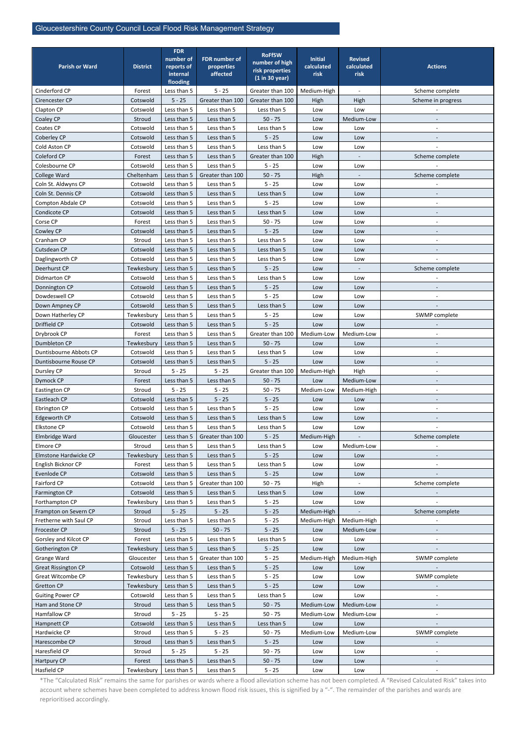## Gloucestershire County Council Local Flood Risk Management Strategy

| Parish or Ward | District | FDR number of reports of internal flooding | FDR number of properties affected | RoFfSW number of high risk properties (1 in 30 year) | Initial calculated risk | Revised calculated risk | Actions |
|---|---|---|---|---|---|---|---|
| Cinderford CP | Forest | Less than 5 | 5 - 25 | Greater than 100 | Medium-High | - | Scheme complete |
| Cirencester CP | Cotswold | 5 - 25 | Greater than 100 | Greater than 100 | High | High | Scheme in progress |
| Clapton CP | Cotswold | Less than 5 | Less than 5 | Less than 5 | Low | Low | - |
| Coaley CP | Stroud | Less than 5 | Less than 5 | 50 - 75 | Low | Medium-Low | - |
| Coates CP | Cotswold | Less than 5 | Less than 5 | Less than 5 | Low | Low | - |
| Coberley CP | Cotswold | Less than 5 | Less than 5 | 5 - 25 | Low | Low | - |
| Cold Aston CP | Cotswold | Less than 5 | Less than 5 | Less than 5 | Low | Low | - |
| Coleford CP | Forest | Less than 5 | Less than 5 | Greater than 100 | High | - | Scheme complete |
| Colesbourne CP | Cotswold | Less than 5 | Less than 5 | 5 - 25 | Low | Low | - |
| College Ward | Cheltenham | Less than 5 | Greater than 100 | 50 - 75 | High | - | Scheme complete |
| Coln St. Aldwyns CP | Cotswold | Less than 5 | Less than 5 | 5 - 25 | Low | Low | - |
| Coln St. Dennis CP | Cotswold | Less than 5 | Less than 5 | Less than 5 | Low | Low | - |
| Compton Abdale CP | Cotswold | Less than 5 | Less than 5 | 5 - 25 | Low | Low | - |
| Condicote CP | Cotswold | Less than 5 | Less than 5 | Less than 5 | Low | Low | - |
| Corse CP | Forest | Less than 5 | Less than 5 | 50 - 75 | Low | Low | - |
| Cowley CP | Cotswold | Less than 5 | Less than 5 | 5 - 25 | Low | Low | - |
| Cranham CP | Stroud | Less than 5 | Less than 5 | Less than 5 | Low | Low | - |
| Cutsdean CP | Cotswold | Less than 5 | Less than 5 | Less than 5 | Low | Low | - |
| Daglingworth CP | Cotswold | Less than 5 | Less than 5 | Less than 5 | Low | Low | - |
| Deerhurst CP | Tewkesbury | Less than 5 | Less than 5 | 5 - 25 | Low | - | Scheme complete |
| Didmarton CP | Cotswold | Less than 5 | Less than 5 | Less than 5 | Low | Low | - |
| Donnington CP | Cotswold | Less than 5 | Less than 5 | 5 - 25 | Low | Low | - |
| Dowdeswell CP | Cotswold | Less than 5 | Less than 5 | 5 - 25 | Low | Low | - |
| Down Ampney CP | Cotswold | Less than 5 | Less than 5 | Less than 5 | Low | Low | - |
| Down Hatherley CP | Tewkesbury | Less than 5 | Less than 5 | 5 - 25 | Low | Low | SWMP complete |
| Driffield CP | Cotswold | Less than 5 | Less than 5 | 5 - 25 | Low | Low | - |
| Drybrook CP | Forest | Less than 5 | Less than 5 | Greater than 100 | Medium-Low | Medium-Low | - |
| Dumbleton CP | Tewkesbury | Less than 5 | Less than 5 | 50 - 75 | Low | Low | - |
| Duntisbourne Abbots CP | Cotswold | Less than 5 | Less than 5 | Less than 5 | Low | Low | - |
| Duntisbourne Rouse CP | Cotswold | Less than 5 | Less than 5 | 5 - 25 | Low | Low | - |
| Dursley CP | Stroud | 5 - 25 | 5 - 25 | Greater than 100 | Medium-High | High | - |
| Dymock CP | Forest | Less than 5 | Less than 5 | 50 - 75 | Low | Medium-Low | - |
| Eastington CP | Stroud | 5 - 25 | 5 - 25 | 50 - 75 | Medium-Low | Medium-High | - |
| Eastleach CP | Cotswold | Less than 5 | 5 - 25 | 5 - 25 | Low | Low | - |
| Ebrington CP | Cotswold | Less than 5 | Less than 5 | 5 - 25 | Low | Low | - |
| Edgeworth CP | Cotswold | Less than 5 | Less than 5 | Less than 5 | Low | Low | - |
| Elkstone CP | Cotswold | Less than 5 | Less than 5 | Less than 5 | Low | Low | - |
| Elmbridge Ward | Gloucester | Less than 5 | Greater than 100 | 5 - 25 | Medium-High | - | Scheme complete |
| Elmore CP | Stroud | Less than 5 | Less than 5 | Less than 5 | Low | Medium-Low | - |
| Elmstone Hardwicke CP | Tewkesbury | Less than 5 | Less than 5 | 5 - 25 | Low | Low | - |
| English Bicknor CP | Forest | Less than 5 | Less than 5 | Less than 5 | Low | Low | - |
| Evenlode CP | Cotswold | Less than 5 | Less than 5 | 5 - 25 | Low | Low | - |
| Fairford CP | Cotswold | Less than 5 | Greater than 100 | 50 - 75 | High | - | Scheme complete |
| Farmington CP | Cotswold | Less than 5 | Less than 5 | Less than 5 | Low | Low | - |
| Forthampton CP | Tewkesbury | Less than 5 | Less than 5 | 5 - 25 | Low | Low | - |
| Frampton on Severn CP | Stroud | 5 - 25 | 5 - 25 | 5 - 25 | Medium-High | - | Scheme complete |
| Fretherne with Saul CP | Stroud | Less than 5 | Less than 5 | 5 - 25 | Medium-High | Medium-High | - |
| Frocester CP | Stroud | 5 - 25 | 50 - 75 | 5 - 25 | Low | Medium-Low | - |
| Gorsley and Kilcot CP | Forest | Less than 5 | Less than 5 | Less than 5 | Low | Low | - |
| Gotherington CP | Tewkesbury | Less than 5 | Less than 5 | 5 - 25 | Low | Low | - |
| Grange Ward | Gloucester | Less than 5 | Greater than 100 | 5 - 25 | Medium-High | Medium-High | SWMP complete |
| Great Rissington CP | Cotswold | Less than 5 | Less than 5 | 5 - 25 | Low | Low | - |
| Great Witcombe CP | Tewkesbury | Less than 5 | Less than 5 | 5 - 25 | Low | Low | SWMP complete |
| Gretton CP | Tewkesbury | Less than 5 | Less than 5 | 5 - 25 | Low | Low | - |
| Guiting Power CP | Cotswold | Less than 5 | Less than 5 | Less than 5 | Low | Low | - |
| Ham and Stone CP | Stroud | Less than 5 | Less than 5 | 50 - 75 | Medium-Low | Medium-Low | - |
| Hamfallow CP | Stroud | 5 - 25 | 5 - 25 | 50 - 75 | Medium-Low | Medium-Low | - |
| Hampnett CP | Cotswold | Less than 5 | Less than 5 | Less than 5 | Low | Low | - |
| Hardwicke CP | Stroud | Less than 5 | 5 - 25 | 50 - 75 | Medium-Low | Medium-Low | SWMP complete |
| Harescombe CP | Stroud | Less than 5 | Less than 5 | 5 - 25 | Low | Low | - |
| Haresfield CP | Stroud | 5 - 25 | 5 - 25 | 50 - 75 | Low | Low | - |
| Hartpury CP | Forest | Less than 5 | Less than 5 | 50 - 75 | Low | Low | - |
| Hasfield CP | Tewkesbury | Less than 5 | Less than 5 | 5 - 25 | Low | Low | - |

*The "Calculated Risk" remains the same for parishes or wards where a flood alleviation scheme has not been completed. A "Revised Calculated Risk" takes into account where schemes have been completed to address known flood risk issues, this is signified by a "-". The remainder of the parishes and wards are reprioritised accordingly.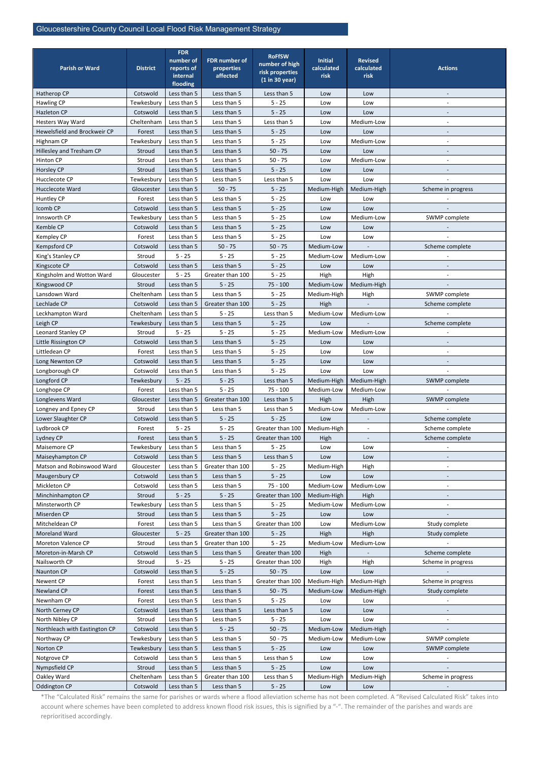| Parish or Ward | District | FDR number of reports of internal flooding | FDR number of properties affected | RoFfSW number of high risk properties (1 in 30 year) | Initial calculated risk | Revised calculated risk | Actions |
|---|---|---|---|---|---|---|---|
| Hatherop CP | Cotswold | Less than 5 | Less than 5 | Less than 5 | Low | Low | - |
| Hawling CP | Tewkesbury | Less than 5 | Less than 5 | 5 - 25 | Low | Low | - |
| Hazleton CP | Cotswold | Less than 5 | Less than 5 | 5 - 25 | Low | Low | - |
| Hesters Way Ward | Cheltenham | Less than 5 | Less than 5 | Less than 5 | Low | Medium-Low | - |
| Hewelsfield and Brockweir CP | Forest | Less than 5 | Less than 5 | 5 - 25 | Low | Low | - |
| Highnam CP | Tewkesbury | Less than 5 | Less than 5 | 5 - 25 | Low | Medium-Low | - |
| Hillesley and Tresham CP | Stroud | Less than 5 | Less than 5 | 50 - 75 | Low | Low | - |
| Hinton CP | Stroud | Less than 5 | Less than 5 | 50 - 75 | Low | Medium-Low | - |
| Horsley CP | Stroud | Less than 5 | Less than 5 | 5 - 25 | Low | Low | - |
| Hucclecote CP | Tewkesbury | Less than 5 | Less than 5 | Less than 5 | Low | Low | - |
| Hucclecote Ward | Gloucester | Less than 5 | 50 - 75 | 5 - 25 | Medium-High | Medium-High | Scheme in progress |
| Huntley CP | Forest | Less than 5 | Less than 5 | 5 - 25 | Low | Low | - |
| Icomb CP | Cotswold | Less than 5 | Less than 5 | 5 - 25 | Low | Low | - |
| Innsworth CP | Tewkesbury | Less than 5 | Less than 5 | 5 - 25 | Low | Medium-Low | SWMP complete |
| Kemble CP | Cotswold | Less than 5 | Less than 5 | 5 - 25 | Low | Low | - |
| Kempley CP | Forest | Less than 5 | Less than 5 | 5 - 25 | Low | Low | - |
| Kempsford CP | Cotswold | Less than 5 | 50 - 75 | 50 - 75 | Medium-Low | - | Scheme complete |
| King's Stanley CP | Stroud | 5 - 25 | 5 - 25 | 5 - 25 | Medium-Low | Medium-Low | - |
| Kingscote CP | Cotswold | Less than 5 | Less than 5 | 5 - 25 | Low | Low | - |
| Kingsholm and Wotton Ward | Gloucester | 5 - 25 | Greater than 100 | 5 - 25 | High | High | - |
| Kingswood CP | Stroud | Less than 5 | 5 - 25 | 75 - 100 | Medium-Low | Medium-High | - |
| Lansdown Ward | Cheltenham | Less than 5 | Less than 5 | 5 - 25 | Medium-High | High | SWMP complete |
| Lechlade CP | Cotswold | Less than 5 | Greater than 100 | 5 - 25 | High | - | Scheme complete |
| Leckhampton Ward | Cheltenham | Less than 5 | 5 - 25 | Less than 5 | Medium-Low | Medium-Low | - |
| Leigh CP | Tewkesbury | Less than 5 | Less than 5 | 5 - 25 | Low | - | Scheme complete |
| Leonard Stanley CP | Stroud | 5 - 25 | 5 - 25 | 5 - 25 | Medium-Low | Medium-Low | - |
| Little Rissington CP | Cotswold | Less than 5 | Less than 5 | 5 - 25 | Low | Low | - |
| Littledean CP | Forest | Less than 5 | Less than 5 | 5 - 25 | Low | Low | - |
| Long Newnton CP | Cotswold | Less than 5 | Less than 5 | 5 - 25 | Low | Low | - |
| Longborough CP | Cotswold | Less than 5 | Less than 5 | 5 - 25 | Low | Low | - |
| Longford CP | Tewkesbury | 5 - 25 | 5 - 25 | Less than 5 | Medium-High | Medium-High | SWMP complete |
| Longhope CP | Forest | Less than 5 | 5 - 25 | 75 - 100 | Medium-Low | Medium-Low | - |
| Longlevens Ward | Gloucester | Less than 5 | Greater than 100 | Less than 5 | High | High | SWMP complete |
| Longney and Epney CP | Stroud | Less than 5 | Less than 5 | Less than 5 | Medium-Low | Medium-Low | - |
| Lower Slaughter CP | Cotswold | Less than 5 | 5 - 25 | 5 - 25 | Low | - | Scheme complete |
| Lydbrook CP | Forest | 5 - 25 | 5 - 25 | Greater than 100 | Medium-High | - | Scheme complete |
| Lydney CP | Forest | Less than 5 | 5 - 25 | Greater than 100 | High | - | Scheme complete |
| Maisemore CP | Tewkesbury | Less than 5 | Less than 5 | 5 - 25 | Low | Low | - |
| Maiseyhampton CP | Cotswold | Less than 5 | Less than 5 | Less than 5 | Low | Low | - |
| Matson and Robinswood Ward | Gloucester | Less than 5 | Greater than 100 | 5 - 25 | Medium-High | High | - |
| Maugersbury CP | Cotswold | Less than 5 | Less than 5 | 5 - 25 | Low | Low | - |
| Mickleton CP | Cotswold | Less than 5 | Less than 5 | 75 - 100 | Medium-Low | Medium-Low | - |
| Minchinhampton CP | Stroud | 5 - 25 | 5 - 25 | Greater than 100 | Medium-High | High | - |
| Minsterworth CP | Tewkesbury | Less than 5 | Less than 5 | 5 - 25 | Medium-Low | Medium-Low | - |
| Miserden CP | Stroud | Less than 5 | Less than 5 | 5 - 25 | Low | Low | - |
| Mitcheldean CP | Forest | Less than 5 | Less than 5 | Greater than 100 | Low | Medium-Low | Study complete |
| Moreland Ward | Gloucester | 5 - 25 | Greater than 100 | 5 - 25 | High | High | Study complete |
| Moreton Valence CP | Stroud | Less than 5 | Greater than 100 | 5 - 25 | Medium-Low | Medium-Low | - |
| Moreton-in-Marsh CP | Cotswold | Less than 5 | Less than 5 | Greater than 100 | High | - | Scheme complete |
| Nailsworth CP | Stroud | 5 - 25 | 5 - 25 | Greater than 100 | High | High | Scheme in progress |
| Naunton CP | Cotswold | Less than 5 | 5 - 25 | 50 - 75 | Low | Low | - |
| Newent CP | Forest | Less than 5 | Less than 5 | Greater than 100 | Medium-High | Medium-High | Scheme in progress |
| Newland CP | Forest | Less than 5 | Less than 5 | 50 - 75 | Medium-Low | Medium-High | Study complete |
| Newnham CP | Forest | Less than 5 | Less than 5 | 5 - 25 | Low | Low | - |
| North Cerney CP | Cotswold | Less than 5 | Less than 5 | Less than 5 | Low | Low | - |
| North Nibley CP | Stroud | Less than 5 | Less than 5 | 5 - 25 | Low | Low | - |
| Northleach with Eastington CP | Cotswold | Less than 5 | 5 - 25 | 50 - 75 | Medium-Low | Medium-High | - |
| Northway CP | Tewkesbury | Less than 5 | Less than 5 | 50 - 75 | Medium-Low | Medium-Low | SWMP complete |
| Norton CP | Tewkesbury | Less than 5 | Less than 5 | 5 - 25 | Low | Low | SWMP complete |
| Notgrove CP | Cotswold | Less than 5 | Less than 5 | Less than 5 | Low | Low | - |
| Nympsfield CP | Stroud | Less than 5 | Less than 5 | 5 - 25 | Low | Low | - |
| Oakley Ward | Cheltenham | Less than 5 | Greater than 100 | Less than 5 | Medium-High | Medium-High | Scheme in progress |
| Oddington CP | Cotswold | Less than 5 | Less than 5 | 5 - 25 | Low | Low | - |

*The "Calculated Risk" remains the same for parishes or wards where a flood alleviation scheme has not been completed. A "Revised Calculated Risk" takes into account where schemes have been completed to address known flood risk issues, this is signified by a "-". The remainder of the parishes and wards are reprioritised accordingly.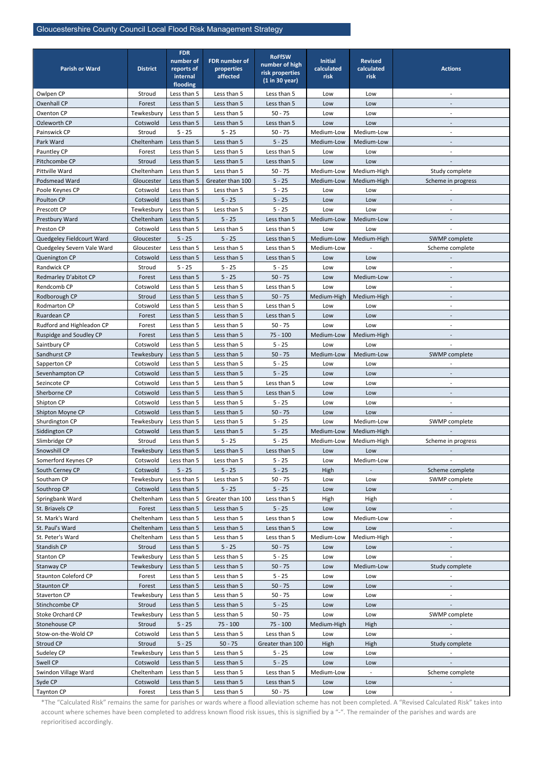| Parish or Ward | District | FDR number of reports of internal flooding | FDR number of properties affected | RoFfSW number of high risk properties (1 in 30 year) | Initial calculated risk | Revised calculated risk | Actions |
|---|---|---|---|---|---|---|---|
| Owlpen CP | Stroud | Less than 5 | Less than 5 | Less than 5 | Low | Low | - |
| Oxenhall CP | Forest | Less than 5 | Less than 5 | Less than 5 | Low | Low | - |
| Oxenton CP | Tewkesbury | Less than 5 | Less than 5 | 50 - 75 | Low | Low | - |
| Ozleworth CP | Cotswold | Less than 5 | Less than 5 | Less than 5 | Low | Low | - |
| Painswick CP | Stroud | 5 - 25 | 5 - 25 | 50 - 75 | Medium-Low | Medium-Low | - |
| Park Ward | Cheltenham | Less than 5 | Less than 5 | 5 - 25 | Medium-Low | Medium-Low | - |
| Pauntley CP | Forest | Less than 5 | Less than 5 | Less than 5 | Low | Low | - |
| Pitchcombe CP | Stroud | Less than 5 | Less than 5 | Less than 5 | Low | Low | - |
| Pittville Ward | Cheltenham | Less than 5 | Less than 5 | 50 - 75 | Medium-Low | Medium-High | Study complete |
| Podsmead Ward | Gloucester | Less than 5 | Greater than 100 | 5 - 25 | Medium-Low | Medium-High | Scheme in progress |
| Poole Keynes CP | Cotswold | Less than 5 | Less than 5 | 5 - 25 | Low | Low | - |
| Poulton CP | Cotswold | Less than 5 | 5 - 25 | 5 - 25 | Low | Low | - |
| Prescott CP | Tewkesbury | Less than 5 | Less than 5 | 5 - 25 | Low | Low | - |
| Prestbury Ward | Cheltenham | Less than 5 | 5 - 25 | Less than 5 | Medium-Low | Medium-Low | - |
| Preston CP | Cotswold | Less than 5 | Less than 5 | Less than 5 | Low | Low | - |
| Quedgeley Fieldcourt Ward | Gloucester | 5 - 25 | 5 - 25 | Less than 5 | Medium-Low | Medium-High | SWMP complete |
| Quedgeley Severn Vale Ward | Gloucester | Less than 5 | Less than 5 | Less than 5 | Medium-Low | - | Scheme complete |
| Quenington CP | Cotswold | Less than 5 | Less than 5 | Less than 5 | Low | Low | - |
| Randwick CP | Stroud | 5 - 25 | 5 - 25 | 5 - 25 | Low | Low | - |
| Redmarley D'abitot CP | Forest | Less than 5 | 5 - 25 | 50 - 75 | Low | Medium-Low | - |
| Rendcomb CP | Cotswold | Less than 5 | Less than 5 | Less than 5 | Low | Low | - |
| Rodborough CP | Stroud | Less than 5 | Less than 5 | 50 - 75 | Medium-High | Medium-High | - |
| Rodmarton CP | Cotswold | Less than 5 | Less than 5 | Less than 5 | Low | Low | - |
| Ruardean CP | Forest | Less than 5 | Less than 5 | Less than 5 | Low | Low | - |
| Rudford and Highleadon CP | Forest | Less than 5 | Less than 5 | 50 - 75 | Low | Low | - |
| Ruspidge and Soudley CP | Forest | Less than 5 | Less than 5 | 75 - 100 | Medium-Low | Medium-High | - |
| Saintbury CP | Cotswold | Less than 5 | Less than 5 | 5 - 25 | Low | Low | - |
| Sandhurst CP | Tewkesbury | Less than 5 | Less than 5 | 50 - 75 | Medium-Low | Medium-Low | SWMP complete |
| Sapperton CP | Cotswold | Less than 5 | Less than 5 | 5 - 25 | Low | Low | - |
| Sevenhampton CP | Cotswold | Less than 5 | Less than 5 | 5 - 25 | Low | Low | - |
| Sezincote CP | Cotswold | Less than 5 | Less than 5 | Less than 5 | Low | Low | - |
| Sherborne CP | Cotswold | Less than 5 | Less than 5 | Less than 5 | Low | Low | - |
| Shipton CP | Cotswold | Less than 5 | Less than 5 | 5 - 25 | Low | Low | - |
| Shipton Moyne CP | Cotswold | Less than 5 | Less than 5 | 50 - 75 | Low | Low | - |
| Shurdington CP | Tewkesbury | Less than 5 | Less than 5 | 5 - 25 | Low | Medium-Low | SWMP complete |
| Siddington CP | Cotswold | Less than 5 | Less than 5 | 5 - 25 | Medium-Low | Medium-High | - |
| Slimbridge CP | Stroud | Less than 5 | 5 - 25 | 5 - 25 | Medium-Low | Medium-High | Scheme in progress |
| Snowshill CP | Tewkesbury | Less than 5 | Less than 5 | Less than 5 | Low | Low | - |
| Somerford Keynes CP | Cotswold | Less than 5 | Less than 5 | 5 - 25 | Low | Medium-Low | - |
| South Cerney CP | Cotswold | 5 - 25 | 5 - 25 | 5 - 25 | High | - | Scheme complete |
| Southam CP | Tewkesbury | Less than 5 | Less than 5 | 50 - 75 | Low | Low | SWMP complete |
| Southrop CP | Cotswold | Less than 5 | 5 - 25 | 5 - 25 | Low | Low | - |
| Springbank Ward | Cheltenham | Less than 5 | Greater than 100 | Less than 5 | High | High | - |
| St. Briavels CP | Forest | Less than 5 | Less than 5 | 5 - 25 | Low | Low | - |
| St. Mark's Ward | Cheltenham | Less than 5 | Less than 5 | Less than 5 | Low | Medium-Low | - |
| St. Paul's Ward | Cheltenham | Less than 5 | Less than 5 | Less than 5 | Low | Low | - |
| St. Peter's Ward | Cheltenham | Less than 5 | Less than 5 | Less than 5 | Medium-Low | Medium-High | - |
| Standish CP | Stroud | Less than 5 | 5 - 25 | 50 - 75 | Low | Low | - |
| Stanton CP | Tewkesbury | Less than 5 | Less than 5 | 5 - 25 | Low | Low | - |
| Stanway CP | Tewkesbury | Less than 5 | Less than 5 | 50 - 75 | Low | Medium-Low | Study complete |
| Staunton Coleford CP | Forest | Less than 5 | Less than 5 | 5 - 25 | Low | Low | - |
| Staunton CP | Forest | Less than 5 | Less than 5 | 50 - 75 | Low | Low | - |
| Staverton CP | Tewkesbury | Less than 5 | Less than 5 | 50 - 75 | Low | Low | - |
| Stinchcombe CP | Stroud | Less than 5 | Less than 5 | 5 - 25 | Low | Low | - |
| Stoke Orchard CP | Tewkesbury | Less than 5 | Less than 5 | 50 - 75 | Low | Low | SWMP complete |
| Stonehouse CP | Stroud | 5 - 25 | 75 - 100 | 75 - 100 | Medium-High | High | - |
| Stow-on-the-Wold CP | Cotswold | Less than 5 | Less than 5 | Less than 5 | Low | Low | - |
| Stroud CP | Stroud | 5 - 25 | 50 - 75 | Greater than 100 | High | High | Study complete |
| Sudeley CP | Tewkesbury | Less than 5 | Less than 5 | 5 - 25 | Low | Low | - |
| Swell CP | Cotswold | Less than 5 | Less than 5 | 5 - 25 | Low | Low | - |
| Swindon Village Ward | Cheltenham | Less than 5 | Less than 5 | Less than 5 | Medium-Low | - | Scheme complete |
| Syde CP | Cotswold | Less than 5 | Less than 5 | Less than 5 | Low | Low | - |
| Taynton CP | Forest | Less than 5 | Less than 5 | 50 - 75 | Low | Low | - |

*The "Calculated Risk" remains the same for parishes or wards where a flood alleviation scheme has not been completed. A "Revised Calculated Risk" takes into account where schemes have been completed to address known flood risk issues, this is signified by a "-". The remainder of the parishes and wards are reprioritised accordingly.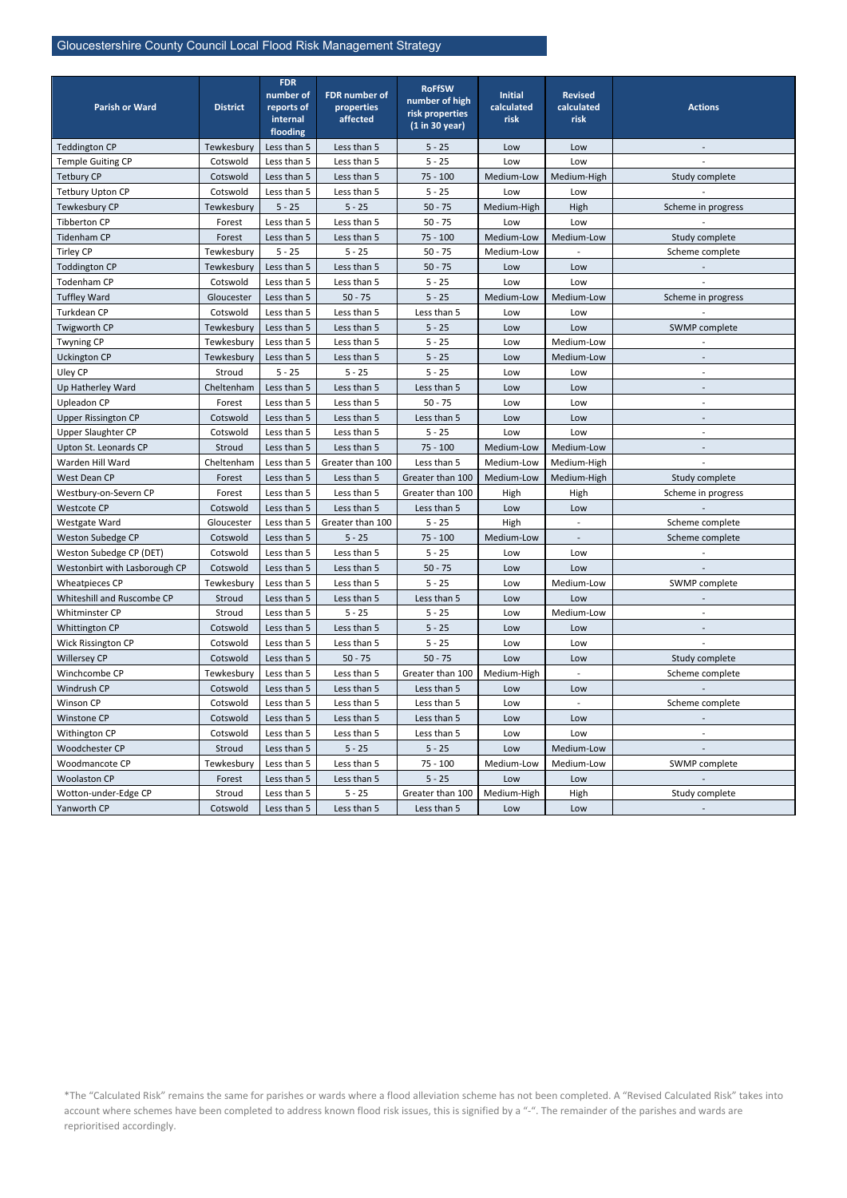| Parish or Ward | District | FDR number of reports of internal flooding | FDR number of properties affected | RoFfSW number of high risk properties (1 in 30 year) | Initial calculated risk | Revised calculated risk | Actions |
|---|---|---|---|---|---|---|---|
| Teddington CP | Tewkesbury | Less than 5 | Less than 5 | 5 - 25 | Low | Low | - |
| Temple Guiting CP | Cotswold | Less than 5 | Less than 5 | 5 - 25 | Low | Low | - |
| Tetbury CP | Cotswold | Less than 5 | Less than 5 | 75 - 100 | Medium-Low | Medium-High | Study complete |
| Tetbury Upton CP | Cotswold | Less than 5 | Less than 5 | 5 - 25 | Low | Low | - |
| Tewkesbury CP | Tewkesbury | 5 - 25 | 5 - 25 | 50 - 75 | Medium-High | High | Scheme in progress |
| Tibberton CP | Forest | Less than 5 | Less than 5 | 50 - 75 | Low | Low | - |
| Tidenham CP | Forest | Less than 5 | Less than 5 | 75 - 100 | Medium-Low | Medium-Low | Study complete |
| Tirley CP | Tewkesbury | 5 - 25 | 5 - 25 | 50 - 75 | Medium-Low | - | Scheme complete |
| Toddington CP | Tewkesbury | Less than 5 | Less than 5 | 50 - 75 | Low | Low | - |
| Todenham CP | Cotswold | Less than 5 | Less than 5 | 5 - 25 | Low | Low | - |
| Tuffley Ward | Gloucester | Less than 5 | 50 - 75 | 5 - 25 | Medium-Low | Medium-Low | Scheme in progress |
| Turkdean CP | Cotswold | Less than 5 | Less than 5 | Less than 5 | Low | Low | - |
| Twigworth CP | Tewkesbury | Less than 5 | Less than 5 | 5 - 25 | Low | Low | SWMP complete |
| Twyning CP | Tewkesbury | Less than 5 | Less than 5 | 5 - 25 | Low | Medium-Low | - |
| Uckington CP | Tewkesbury | Less than 5 | Less than 5 | 5 - 25 | Low | Medium-Low | - |
| Uley CP | Stroud | 5 - 25 | 5 - 25 | 5 - 25 | Low | Low | - |
| Up Hatherley Ward | Cheltenham | Less than 5 | Less than 5 | Less than 5 | Low | Low | - |
| Upleadon CP | Forest | Less than 5 | Less than 5 | 50 - 75 | Low | Low | - |
| Upper Rissington CP | Cotswold | Less than 5 | Less than 5 | Less than 5 | Low | Low | - |
| Upper Slaughter CP | Cotswold | Less than 5 | Less than 5 | 5 - 25 | Low | Low | - |
| Upton St. Leonards CP | Stroud | Less than 5 | Less than 5 | 75 - 100 | Medium-Low | Medium-Low | - |
| Warden Hill Ward | Cheltenham | Less than 5 | Greater than 100 | Less than 5 | Medium-Low | Medium-High | - |
| West Dean CP | Forest | Less than 5 | Less than 5 | Greater than 100 | Medium-Low | Medium-High | Study complete |
| Westbury-on-Severn CP | Forest | Less than 5 | Less than 5 | Greater than 100 | High | High | Scheme in progress |
| Westcote CP | Cotswold | Less than 5 | Less than 5 | Less than 5 | Low | Low | - |
| Westgate Ward | Gloucester | Less than 5 | Greater than 100 | 5 - 25 | High | - | Scheme complete |
| Weston Subedge CP | Cotswold | Less than 5 | 5 - 25 | 75 - 100 | Medium-Low | - | Scheme complete |
| Weston Subedge CP (DET) | Cotswold | Less than 5 | Less than 5 | 5 - 25 | Low | Low | - |
| Westonbirt with Lasborough CP | Cotswold | Less than 5 | Less than 5 | 50 - 75 | Low | Low | - |
| Wheatpieces CP | Tewkesbury | Less than 5 | Less than 5 | 5 - 25 | Low | Medium-Low | SWMP complete |
| Whiteshill and Ruscombe CP | Stroud | Less than 5 | Less than 5 | Less than 5 | Low | Low | - |
| Whitminster CP | Stroud | Less than 5 | 5 - 25 | 5 - 25 | Low | Medium-Low | - |
| Whittington CP | Cotswold | Less than 5 | Less than 5 | 5 - 25 | Low | Low | - |
| Wick Rissington CP | Cotswold | Less than 5 | Less than 5 | 5 - 25 | Low | Low | - |
| Willersey CP | Cotswold | Less than 5 | 50 - 75 | 50 - 75 | Low | Low | Study complete |
| Winchcombe CP | Tewkesbury | Less than 5 | Less than 5 | Greater than 100 | Medium-High | - | Scheme complete |
| Windrush CP | Cotswold | Less than 5 | Less than 5 | Less than 5 | Low | Low | - |
| Winson CP | Cotswold | Less than 5 | Less than 5 | Less than 5 | Low | - | Scheme complete |
| Winstone CP | Cotswold | Less than 5 | Less than 5 | Less than 5 | Low | Low | - |
| Withington CP | Cotswold | Less than 5 | Less than 5 | Less than 5 | Low | Low | - |
| Woodchester CP | Stroud | Less than 5 | 5 - 25 | 5 - 25 | Low | Medium-Low | - |
| Woodmancote CP | Tewkesbury | Less than 5 | Less than 5 | 75 - 100 | Medium-Low | Medium-Low | SWMP complete |
| Woolaston CP | Forest | Less than 5 | Less than 5 | 5 - 25 | Low | Low | - |
| Wotton-under-Edge CP | Stroud | Less than 5 | 5 - 25 | Greater than 100 | Medium-High | High | Study complete |
| Yanworth CP | Cotswold | Less than 5 | Less than 5 | Less than 5 | Low | Low | - |

*The "Calculated Risk" remains the same for parishes or wards where a flood alleviation scheme has not been completed. A "Revised Calculated Risk" takes into account where schemes have been completed to address known flood risk issues, this is signified by a "-". The remainder of the parishes and wards are reprioritised accordingly.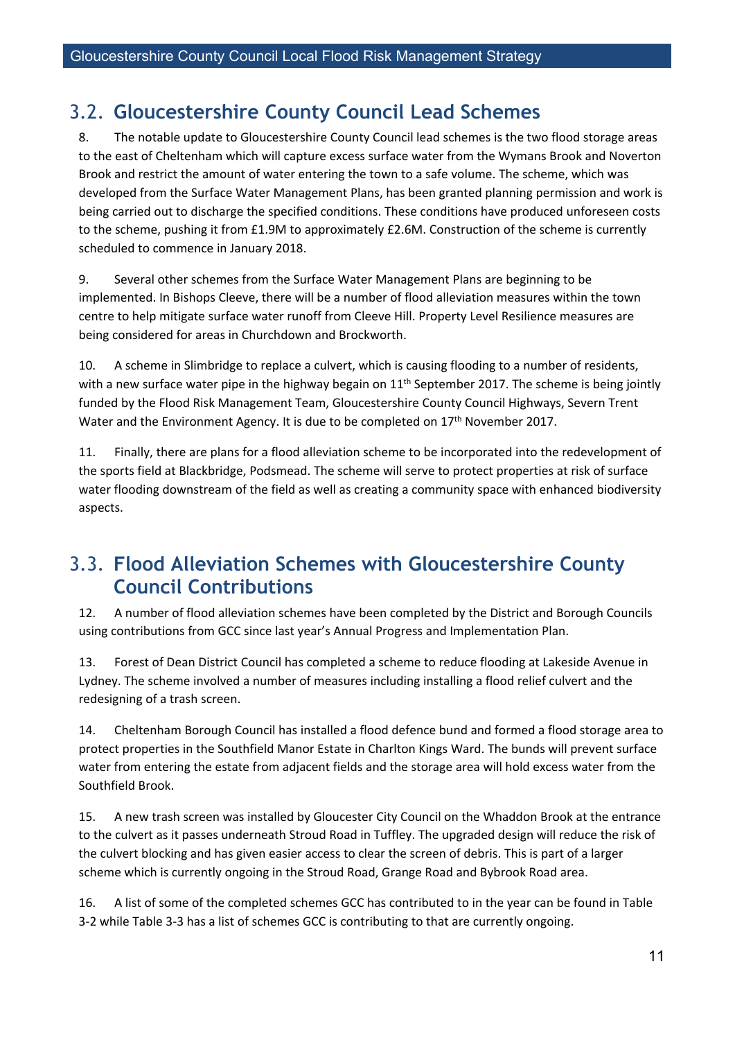## 3.2. Gloucestershire County Council Lead Schemes

8. The notable update to Gloucestershire County Council lead schemes is the two flood storage areas to the east of Cheltenham which will capture excess surface water from the Wymans Brook and Noverton Brook and restrict the amount of water entering the town to a safe volume. The scheme, which was developed from the Surface Water Management Plans, has been granted planning permission and work is being carried out to discharge the specified conditions. These conditions have produced unforeseen costs to the scheme, pushing it from £1.9M to approximately £2.6M. Construction of the scheme is currently scheduled to commence in January 2018.

9. Several other schemes from the Surface Water Management Plans are beginning to be implemented. In Bishops Cleeve, there will be a number of flood alleviation measures within the town centre to help mitigate surface water runoff from Cleeve Hill. Property Level Resilience measures are being considered for areas in Churchdown and Brockworth.

10. A scheme in Slimbridge to replace a culvert, which is causing flooding to a number of residents, with a new surface water pipe in the highway begain on 11th September 2017. The scheme is being jointly funded by the Flood Risk Management Team, Gloucestershire County Council Highways, Severn Trent Water and the Environment Agency. It is due to be completed on 17th November 2017.

11. Finally, there are plans for a flood alleviation scheme to be incorporated into the redevelopment of the sports field at Blackbridge, Podsmead. The scheme will serve to protect properties at risk of surface water flooding downstream of the field as well as creating a community space with enhanced biodiversity aspects.

## 3.3. Flood Alleviation Schemes with Gloucestershire County Council Contributions

12. A number of flood alleviation schemes have been completed by the District and Borough Councils using contributions from GCC since last year's Annual Progress and Implementation Plan.

13. Forest of Dean District Council has completed a scheme to reduce flooding at Lakeside Avenue in Lydney. The scheme involved a number of measures including installing a flood relief culvert and the redesigning of a trash screen.

14. Cheltenham Borough Council has installed a flood defence bund and formed a flood storage area to protect properties in the Southfield Manor Estate in Charlton Kings Ward. The bunds will prevent surface water from entering the estate from adjacent fields and the storage area will hold excess water from the Southfield Brook.

15. A new trash screen was installed by Gloucester City Council on the Whaddon Brook at the entrance to the culvert as it passes underneath Stroud Road in Tuffley. The upgraded design will reduce the risk of the culvert blocking and has given easier access to clear the screen of debris. This is part of a larger scheme which is currently ongoing in the Stroud Road, Grange Road and Bybrook Road area.

16. A list of some of the completed schemes GCC has contributed to in the year can be found in Table 3-2 while Table 3-3 has a list of schemes GCC is contributing to that are currently ongoing.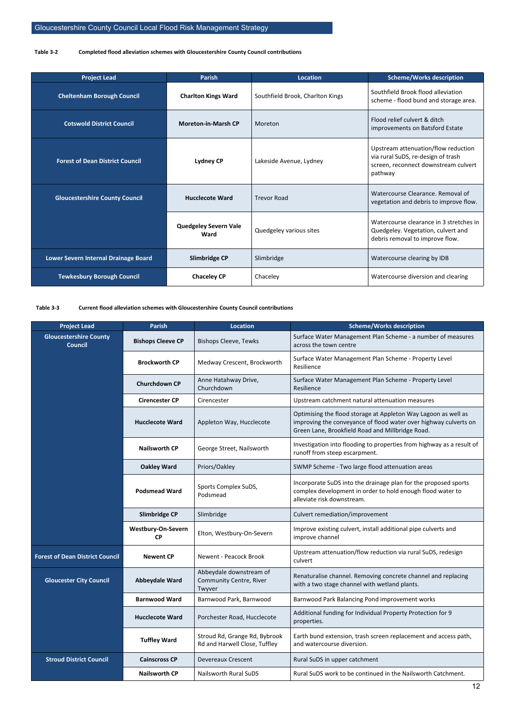**Table 3-2 Completed flood alleviation schemes with Gloucestershire County Council contributions**

| Project Lead | Parish | Location | Scheme/Works description |
|---|---|---|---|
| **Cheltenham Borough Council** | **Charlton Kings Ward** | Southfield Brook, Charlton Kings | Southfield Brook flood alleviation scheme - flood bund and storage area. |
| **Cotswold District Council** | **Moreton-in-Marsh CP** | Moreton | Flood relief culvert & ditch improvements on Batsford Estate |
| **Forest of Dean District Council** | **Lydney CP** | Lakeside Avenue, Lydney | Upstream attenuation/flow reduction via rural SuDS, re-design of trash screen, reconnect downstream culvert pathway |
| **Gloucestershire County Council** | **Hucclecote Ward** | Trevor Road | Watercourse Clearance. Removal of vegetation and debris to improve flow. |
| | **Quedgeley Severn Vale Ward** | Quedgeley various sites | Watercourse clearance in 3 stretches in Quedgeley. Vegetation, culvert and debris removal to improve flow. |
| **Lower Severn Internal Drainage Board** | **Slimbridge CP** | Slimbridge | Watercourse clearing by IDB |
| **Tewkesbury Borough Council** | **Chaceley CP** | Chaceley | Watercourse diversion and clearing |

**Table 3-3 Current flood alleviation schemes with Gloucestershire County Council contributions**

| Project Lead | Parish | Location | Scheme/Works description |
|---|---|---|---|
| **Gloucestershire County Council** | **Bishops Cleeve CP** | Bishops Cleeve, Tewks | Surface Water Management Plan Scheme - a number of measures across the town centre |
| | **Brockworth CP** | Medway Crescent, Brockworth | Surface Water Management Plan Scheme - Property Level Resilience |
| | **Churchdown CP** | Anne Hatahway Drive, Churchdown | Surface Water Management Plan Scheme - Property Level Resilience |
| | **Cirencester CP** | Cirencester | Upstream catchment natural attenuation measures |
| | **Hucclecote Ward** | Appleton Way, Hucclecote | Optimising the flood storage at Appleton Way Lagoon as well as improving the conveyance of flood water over highway culverts on Green Lane, Brookfield Road and Millbridge Road. |
| | **Nailsworth CP** | George Street, Nailsworth | Investigation into flooding to properties from highway as a result of runoff from steep escarpment. |
| | **Oakley Ward** | Priors/Oakley | SWMP Scheme - Two large flood attenuation areas |
| | **Podsmead Ward** | Sports Complex SuDS, Podsmead | Incorporate SuDS into the drainage plan for the proposed sports complex development in order to hold enough flood water to alleviate risk downstream. |
| | **Slimbridge CP** | Slimbridge | Culvert remediation/improvement |
| | **Westbury-On-Severn CP** | Elton, Westbury-On-Severn | Improve existing culvert, install additional pipe culverts and improve channel |
| **Forest of Dean District Council** | **Newent CP** | Newent - Peacock Brook | Upstream attenuation/flow reduction via rural SuDS, redesign culvert |
| **Gloucester City Council** | **Abbeydale Ward** | Abbeydale downstream of Community Centre, River Twyver | Renaturalise channel. Removing concrete channel and replacing with a two stage channel with wetland plants. |
| | **Barnwood Ward** | Barnwood Park, Barnwood | Barnwood Park Balancing Pond improvement works |
| | **Hucclecote Ward** | Porchester Road, Hucclecote | Additional funding for Individual Property Protection for 9 properties. |
| | **Tuffley Ward** | Stroud Rd, Grange Rd, Bybrook Rd and Harwell Close, Tuffley | Earth bund extension, trash screen replacement and access path, and watercourse diversion. |
| **Stroud District Council** | **Cainscross CP** | Devereaux Crescent | Rural SuDS in upper catchment |
| | **Nailsworth CP** | Nailsworth Rural SuDS | Rural SuDS work to be continued in the Nailsworth Catchment. |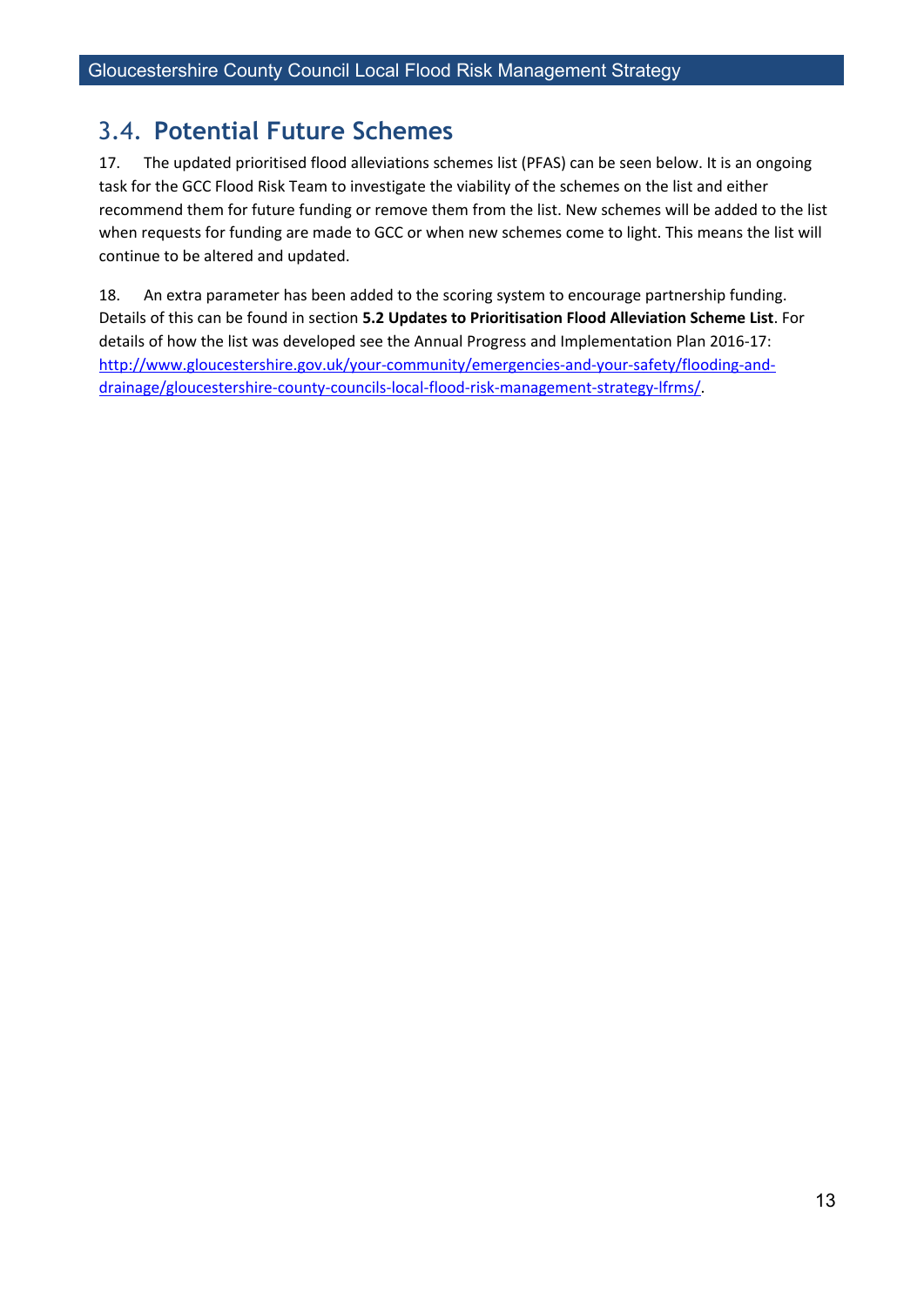## 3.4. Potential Future Schemes

17. The updated prioritised flood alleviations schemes list (PFAS) can be seen below. It is an ongoing task for the GCC Flood Risk Team to investigate the viability of the schemes on the list and either recommend them for future funding or remove them from the list. New schemes will be added to the list when requests for funding are made to GCC or when new schemes come to light. This means the list will continue to be altered and updated.

18. An extra parameter has been added to the scoring system to encourage partnership funding. Details of this can be found in section **5.2 Updates to Prioritisation Flood Alleviation Scheme List**. For details of how the list was developed see the Annual Progress and Implementation Plan 2016-17: [http://www.gloucestershire.gov.uk/your-community/emergencies-and-your-safety/flooding-and-drainage/gloucestershire-county-councils-local-flood-risk-management-strategy-lfrms/](http://www.gloucestershire.gov.uk/your-community/emergencies-and-your-safety/flooding-and-drainage/gloucestershire-county-councils-local-flood-risk-management-strategy-lfrms/).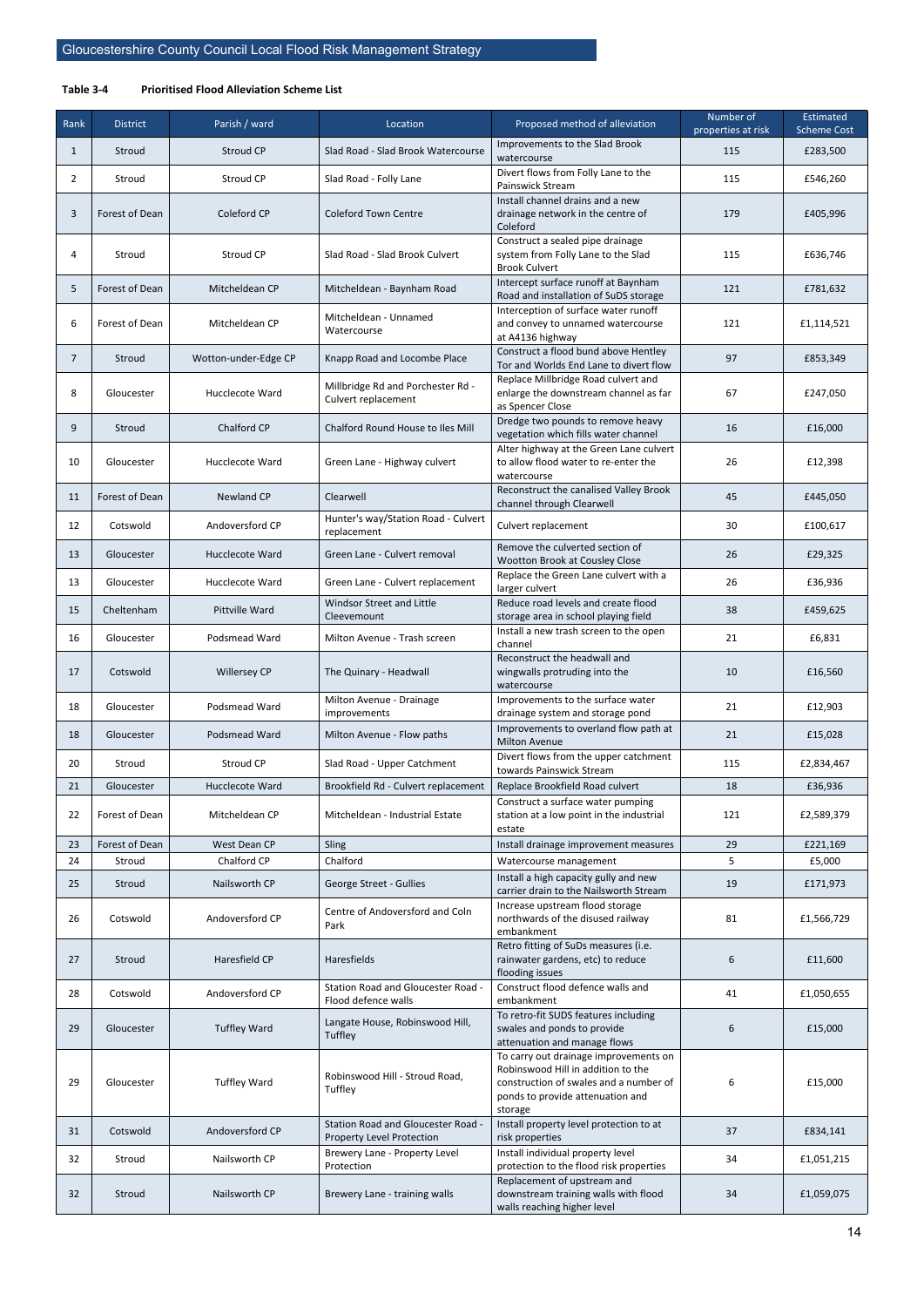**Table 3-4 Prioritised Flood Alleviation Scheme List**

| Rank | District | Parish / ward | Location | Proposed method of alleviation | Number of properties at risk | Estimated Scheme Cost |
|---|---|---|---|---|---|---|
| 1 | Stroud | Stroud CP | Slad Road - Slad Brook Watercourse | Improvements to the Slad Brook watercourse | 115 | £283,500 |
| 2 | Stroud | Stroud CP | Slad Road - Folly Lane | Divert flows from Folly Lane to the Painswick Stream | 115 | £546,260 |
| 3 | Forest of Dean | Coleford CP | Coleford Town Centre | Install channel drains and a new drainage network in the centre of Coleford | 179 | £405,996 |
| 4 | Stroud | Stroud CP | Slad Road - Slad Brook Culvert | Construct a sealed pipe drainage system from Folly Lane to the Slad Brook Culvert | 115 | £636,746 |
| 5 | Forest of Dean | Mitcheldean CP | Mitcheldean - Baynham Road | Intercept surface runoff at Baynham Road and installation of SuDS storage | 121 | £781,632 |
| 6 | Forest of Dean | Mitcheldean CP | Mitcheldean - Unnamed Watercourse | Interception of surface water runoff and convey to unnamed watercourse at A4136 highway | 121 | £1,114,521 |
| 7 | Stroud | Wotton-under-Edge CP | Knapp Road and Locombe Place | Construct a flood bund above Hentley Tor and Worlds End Lane to divert flow | 97 | £853,349 |
| 8 | Gloucester | Hucclecote Ward | Millbridge Rd and Porchester Rd - Culvert replacement | Replace Millbridge Road culvert and enlarge the downstream channel as far as Spencer Close | 67 | £247,050 |
| 9 | Stroud | Chalford CP | Chalford Round House to Iles Mill | Dredge two pounds to remove heavy vegetation which fills water channel | 16 | £16,000 |
| 10 | Gloucester | Hucclecote Ward | Green Lane - Highway culvert | Alter highway at the Green Lane culvert to allow flood water to re-enter the watercourse | 26 | £12,398 |
| 11 | Forest of Dean | Newland CP | Clearwell | Reconstruct the canalised Valley Brook channel through Clearwell | 45 | £445,050 |
| 12 | Cotswold | Andoversford CP | Hunter's way/Station Road - Culvert replacement | Culvert replacement | 30 | £100,617 |
| 13 | Gloucester | Hucclecote Ward | Green Lane - Culvert removal | Remove the culverted section of Wootton Brook at Cousley Close | 26 | £29,325 |
| 13 | Gloucester | Hucclecote Ward | Green Lane - Culvert replacement | Replace the Green Lane culvert with a larger culvert | 26 | £36,936 |
| 15 | Cheltenham | Pittville Ward | Windsor Street and Little Cleevemount | Reduce road levels and create flood storage area in school playing field | 38 | £459,625 |
| 16 | Gloucester | Podsmead Ward | Milton Avenue - Trash screen | Install a new trash screen to the open channel | 21 | £6,831 |
| 17 | Cotswold | Willersey CP | The Quinary - Headwall | Reconstruct the headwall and wingwalls protruding into the watercourse | 10 | £16,560 |
| 18 | Gloucester | Podsmead Ward | Milton Avenue - Drainage improvements | Improvements to the surface water drainage system and storage pond | 21 | £12,903 |
| 18 | Gloucester | Podsmead Ward | Milton Avenue - Flow paths | Improvements to overland flow path at Milton Avenue | 21 | £15,028 |
| 20 | Stroud | Stroud CP | Slad Road - Upper Catchment | Divert flows from the upper catchment towards Painswick Stream | 115 | £2,834,467 |
| 21 | Gloucester | Hucclecote Ward | Brookfield Rd - Culvert replacement | Replace Brookfield Road culvert | 18 | £36,936 |
| 22 | Forest of Dean | Mitcheldean CP | Mitcheldean - Industrial Estate | Construct a surface water pumping station at a low point in the industrial estate | 121 | £2,589,379 |
| 23 | Forest of Dean | West Dean CP | Sling | Install drainage improvement measures | 29 | £221,169 |
| 24 | Stroud | Chalford CP | Chalford | Watercourse management | 5 | £5,000 |
| 25 | Stroud | Nailsworth CP | George Street - Gullies | Install a high capacity gully and new carrier drain to the Nailsworth Stream | 19 | £171,973 |
| 26 | Cotswold | Andoversford CP | Centre of Andoversford and Coln Park | Increase upstream flood storage northwards of the disused railway embankment | 81 | £1,566,729 |
| 27 | Stroud | Haresfield CP | Haresfields | Retro fitting of SuDs measures (i.e. rainwater gardens, etc) to reduce flooding issues | 6 | £11,600 |
| 28 | Cotswold | Andoversford CP | Station Road and Gloucester Road - Flood defence walls | Construct flood defence walls and embankment | 41 | £1,050,655 |
| 29 | Gloucester | Tuffley Ward | Langate House, Robinswood Hill, Tuffley | To retro-fit SUDS features including swales and ponds to provide attenuation and manage flows | 6 | £15,000 |
| 29 | Gloucester | Tuffley Ward | Robinswood Hill - Stroud Road, Tuffley | To carry out drainage improvements on Robinswood Hill in addition to the construction of swales and a number of ponds to provide attenuation and storage | 6 | £15,000 |
| 31 | Cotswold | Andoversford CP | Station Road and Gloucester Road - Property Level Protection | Install property level protection to at risk properties | 37 | £834,141 |
| 32 | Stroud | Nailsworth CP | Brewery Lane - Property Level Protection | Install individual property level protection to the flood risk properties | 34 | £1,051,215 |
| 32 | Stroud | Nailsworth CP | Brewery Lane - training walls | Replacement of upstream and downstream training walls with flood walls reaching higher level | 34 | £1,059,075 |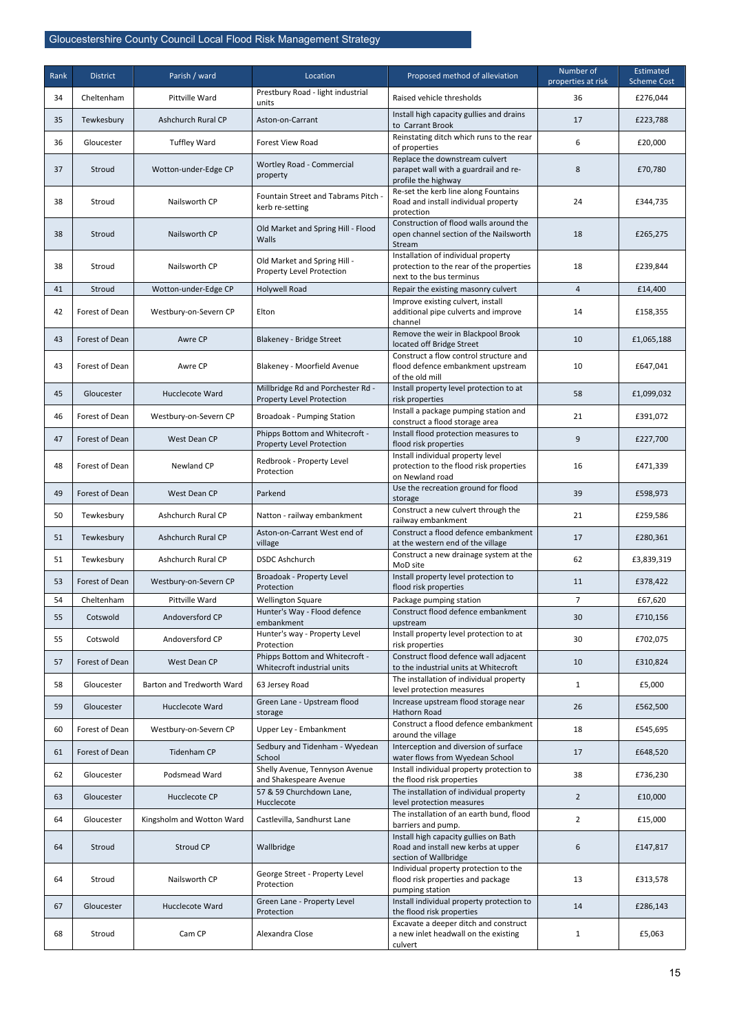## Gloucestershire County Council Local Flood Risk Management Strategy

| Rank | District | Parish / ward | Location | Proposed method of alleviation | Number of properties at risk | Estimated Scheme Cost |
|---|---|---|---|---|---|---|
| 34 | Cheltenham | Pittville Ward | Prestbury Road - light industrial units | Raised vehicle thresholds | 36 | £276,044 |
| 35 | Tewkesbury | Ashchurch Rural CP | Aston-on-Carrant | Install high capacity gullies and drains to Carrant Brook | 17 | £223,788 |
| 36 | Gloucester | Tuffley Ward | Forest View Road | Reinstating ditch which runs to the rear of properties | 6 | £20,000 |
| 37 | Stroud | Wotton-under-Edge CP | Wortley Road - Commercial property | Replace the downstream culvert parapet wall with a guardrail and re-profile the highway | 8 | £70,780 |
| 38 | Stroud | Nailsworth CP | Fountain Street and Tabrams Pitch - kerb re-setting | Re-set the kerb line along Fountains Road and install individual property protection | 24 | £344,735 |
| 38 | Stroud | Nailsworth CP | Old Market and Spring Hill - Flood Walls | Construction of flood walls around the open channel section of the Nailsworth Stream | 18 | £265,275 |
| 38 | Stroud | Nailsworth CP | Old Market and Spring Hill - Property Level Protection | Installation of individual property protection to the rear of the properties next to the bus terminus | 18 | £239,844 |
| 41 | Stroud | Wotton-under-Edge CP | Holywell Road | Repair the existing masonry culvert | 4 | £14,400 |
| 42 | Forest of Dean | Westbury-on-Severn CP | Elton | Improve existing culvert, install additional pipe culverts and improve channel | 14 | £158,355 |
| 43 | Forest of Dean | Awre CP | Blakeney - Bridge Street | Remove the weir in Blackpool Brook located off Bridge Street | 10 | £1,065,188 |
| 43 | Forest of Dean | Awre CP | Blakeney - Moorfield Avenue | Construct a flow control structure and flood defence embankment upstream of the old mill | 10 | £647,041 |
| 45 | Gloucester | Hucclecote Ward | Millbridge Rd and Porchester Rd - Property Level Protection | Install property level protection to at risk properties | 58 | £1,099,032 |
| 46 | Forest of Dean | Westbury-on-Severn CP | Broadoak - Pumping Station | Install a package pumping station and construct a flood storage area | 21 | £391,072 |
| 47 | Forest of Dean | West Dean CP | Phipps Bottom and Whitecroft - Property Level Protection | Install flood protection measures to flood risk properties | 9 | £227,700 |
| 48 | Forest of Dean | Newland CP | Redbrook - Property Level Protection | Install individual property level protection to the flood risk properties on Newland road | 16 | £471,339 |
| 49 | Forest of Dean | West Dean CP | Parkend | Use the recreation ground for flood storage | 39 | £598,973 |
| 50 | Tewkesbury | Ashchurch Rural CP | Natton - railway embankment | Construct a new culvert through the railway embankment | 21 | £259,586 |
| 51 | Tewkesbury | Ashchurch Rural CP | Aston-on-Carrant West end of village | Construct a flood defence embankment at the western end of the village | 17 | £280,361 |
| 51 | Tewkesbury | Ashchurch Rural CP | DSDC Ashchurch | Construct a new drainage system at the MoD site | 62 | £3,839,319 |
| 53 | Forest of Dean | Westbury-on-Severn CP | Broadoak - Property Level Protection | Install property level protection to flood risk properties | 11 | £378,422 |
| 54 | Cheltenham | Pittville Ward | Wellington Square | Package pumping station | 7 | £67,620 |
| 55 | Cotswold | Andoversford CP | Hunter's Way - Flood defence embankment | Construct flood defence embankment upstream | 30 | £710,156 |
| 55 | Cotswold | Andoversford CP | Hunter's way - Property Level Protection | Install property level protection to at risk properties | 30 | £702,075 |
| 57 | Forest of Dean | West Dean CP | Phipps Bottom and Whitecroft - Whitecroft industrial units | Construct flood defence wall adjacent to the industrial units at Whitecroft | 10 | £310,824 |
| 58 | Gloucester | Barton and Tredworth Ward | 63 Jersey Road | The installation of individual property level protection measures | 1 | £5,000 |
| 59 | Gloucester | Hucclecote Ward | Green Lane - Upstream flood storage | Increase upstream flood storage near Hathorn Road | 26 | £562,500 |
| 60 | Forest of Dean | Westbury-on-Severn CP | Upper Ley - Embankment | Construct a flood defence embankment around the village | 18 | £545,695 |
| 61 | Forest of Dean | Tidenham CP | Sedbury and Tidenham - Wyedean School | Interception and diversion of surface water flows from Wyedean School | 17 | £648,520 |
| 62 | Gloucester | Podsmead Ward | Shelly Avenue, Tennyson Avenue and Shakespeare Avenue | Install individual property protection to the flood risk properties | 38 | £736,230 |
| 63 | Gloucester | Hucclecote CP | 57 & 59 Churchdown Lane, Hucclecote | The installation of individual property level protection measures | 2 | £10,000 |
| 64 | Gloucester | Kingsholm and Wotton Ward | Castlevilla, Sandhurst Lane | The installation of an earth bund, flood barriers and pump. | 2 | £15,000 |
| 64 | Stroud | Stroud CP | Wallbridge | Install high capacity gullies on Bath Road and install new kerbs at upper section of Wallbridge | 6 | £147,817 |
| 64 | Stroud | Nailsworth CP | George Street - Property Level Protection | Individual property protection to the flood risk properties and package pumping station | 13 | £313,578 |
| 67 | Gloucester | Hucclecote Ward | Green Lane - Property Level Protection | Install individual property protection to the flood risk properties | 14 | £286,143 |
| 68 | Stroud | Cam CP | Alexandra Close | Excavate a deeper ditch and construct a new inlet headwall on the existing culvert | 1 | £5,063 |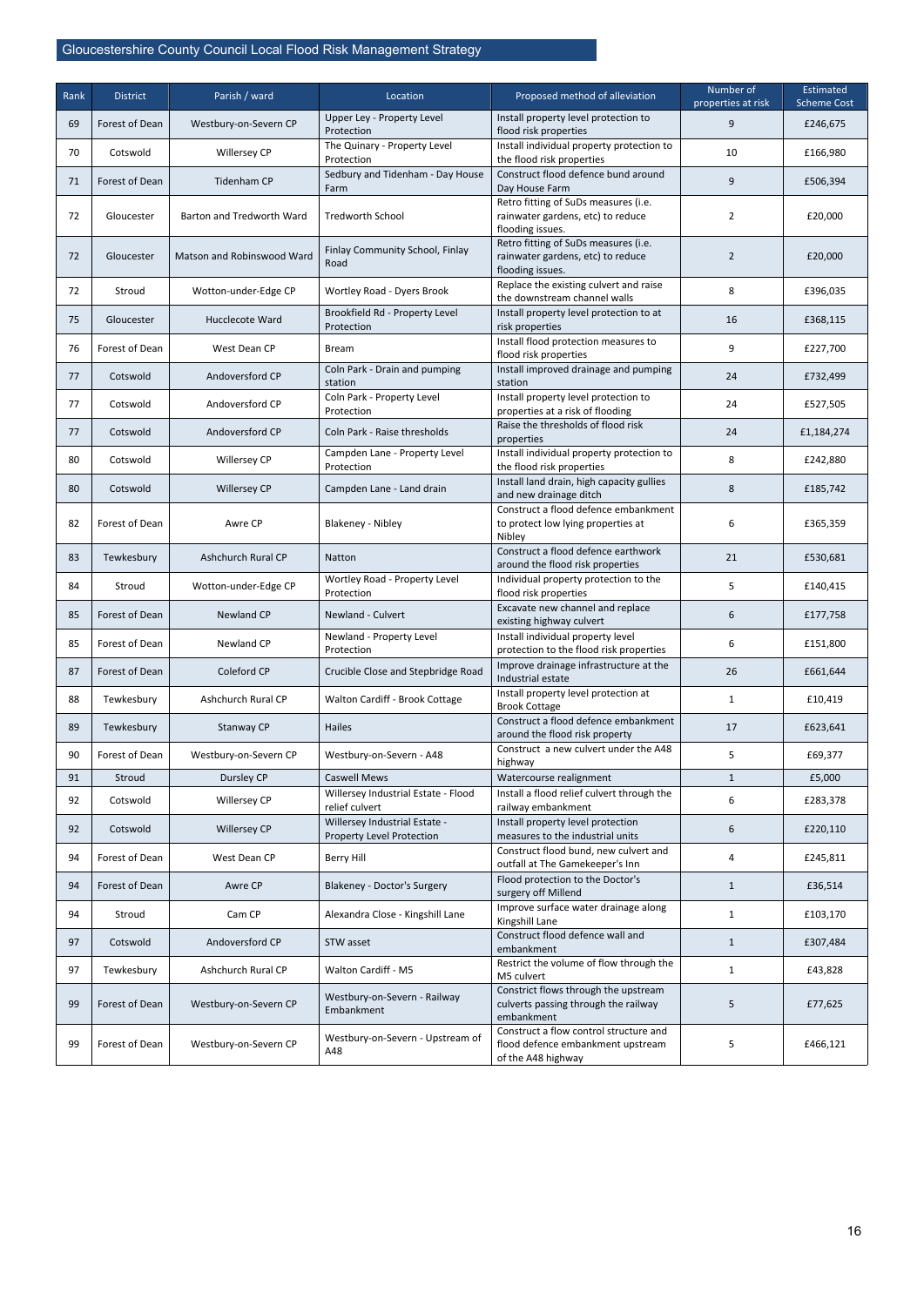| Rank | District | Parish / ward | Location | Proposed method of alleviation | Number of properties at risk | Estimated Scheme Cost |
|---|---|---|---|---|---|---|
| 69 | Forest of Dean | Westbury-on-Severn CP | Upper Ley - Property Level Protection | Install property level protection to flood risk properties | 9 | £246,675 |
| 70 | Cotswold | Willersey CP | The Quinary - Property Level Protection | Install individual property protection to the flood risk properties | 10 | £166,980 |
| 71 | Forest of Dean | Tidenham CP | Sedbury and Tidenham - Day House Farm | Construct flood defence bund around Day House Farm | 9 | £506,394 |
| 72 | Gloucester | Barton and Tredworth Ward | Tredworth School | Retro fitting of SuDs measures (i.e. rainwater gardens, etc) to reduce flooding issues. | 2 | £20,000 |
| 72 | Gloucester | Matson and Robinswood Ward | Finlay Community School, Finlay Road | Retro fitting of SuDs measures (i.e. rainwater gardens, etc) to reduce flooding issues. | 2 | £20,000 |
| 72 | Stroud | Wotton-under-Edge CP | Wortley Road - Dyers Brook | Replace the existing culvert and raise the downstream channel walls | 8 | £396,035 |
| 75 | Gloucester | Hucclecote Ward | Brookfield Rd - Property Level Protection | Install property level protection to at risk properties | 16 | £368,115 |
| 76 | Forest of Dean | West Dean CP | Bream | Install flood protection measures to flood risk properties | 9 | £227,700 |
| 77 | Cotswold | Andoversford CP | Coln Park - Drain and pumping station | Install improved drainage and pumping station | 24 | £732,499 |
| 77 | Cotswold | Andoversford CP | Coln Park - Property Level Protection | Install property level protection to properties at a risk of flooding | 24 | £527,505 |
| 77 | Cotswold | Andoversford CP | Coln Park - Raise thresholds | Raise the thresholds of flood risk properties | 24 | £1,184,274 |
| 80 | Cotswold | Willersey CP | Campden Lane - Property Level Protection | Install individual property protection to the flood risk properties | 8 | £242,880 |
| 80 | Cotswold | Willersey CP | Campden Lane - Land drain | Install land drain, high capacity gullies and new drainage ditch | 8 | £185,742 |
| 82 | Forest of Dean | Awre CP | Blakeney - Nibley | Construct a flood defence embankment to protect low lying properties at Nibley | 6 | £365,359 |
| 83 | Tewkesbury | Ashchurch Rural CP | Natton | Construct a flood defence earthwork around the flood risk properties | 21 | £530,681 |
| 84 | Stroud | Wotton-under-Edge CP | Wortley Road - Property Level Protection | Individual property protection to the flood risk properties | 5 | £140,415 |
| 85 | Forest of Dean | Newland CP | Newland - Culvert | Excavate new channel and replace existing highway culvert | 6 | £177,758 |
| 85 | Forest of Dean | Newland CP | Newland - Property Level Protection | Install individual property level protection to the flood risk properties | 6 | £151,800 |
| 87 | Forest of Dean | Coleford CP | Crucible Close and Stepbridge Road | Improve drainage infrastructure at the Industrial estate | 26 | £661,644 |
| 88 | Tewkesbury | Ashchurch Rural CP | Walton Cardiff - Brook Cottage | Install property level protection at Brook Cottage | 1 | £10,419 |
| 89 | Tewkesbury | Stanway CP | Hailes | Construct a flood defence embankment around the flood risk property | 17 | £623,641 |
| 90 | Forest of Dean | Westbury-on-Severn CP | Westbury-on-Severn - A48 | Construct a new culvert under the A48 highway | 5 | £69,377 |
| 91 | Stroud | Dursley CP | Caswell Mews | Watercourse realignment | 1 | £5,000 |
| 92 | Cotswold | Willersey CP | Willersey Industrial Estate - Flood relief culvert | Install a flood relief culvert through the railway embankment | 6 | £283,378 |
| 92 | Cotswold | Willersey CP | Willersey Industrial Estate - Property Level Protection | Install property level protection measures to the industrial units | 6 | £220,110 |
| 94 | Forest of Dean | West Dean CP | Berry Hill | Construct flood bund, new culvert and outfall at The Gamekeeper's Inn | 4 | £245,811 |
| 94 | Forest of Dean | Awre CP | Blakeney - Doctor's Surgery | Flood protection to the Doctor's surgery off Millend | 1 | £36,514 |
| 94 | Stroud | Cam CP | Alexandra Close - Kingshill Lane | Improve surface water drainage along Kingshill Lane | 1 | £103,170 |
| 97 | Cotswold | Andoversford CP | STW asset | Construct flood defence wall and embankment | 1 | £307,484 |
| 97 | Tewkesbury | Ashchurch Rural CP | Walton Cardiff - M5 | Restrict the volume of flow through the M5 culvert | 1 | £43,828 |
| 99 | Forest of Dean | Westbury-on-Severn CP | Westbury-on-Severn - Railway Embankment | Constrict flows through the upstream culverts passing through the railway embankment | 5 | £77,625 |
| 99 | Forest of Dean | Westbury-on-Severn CP | Westbury-on-Severn - Upstream of A48 | Construct a flow control structure and flood defence embankment upstream of the A48 highway | 5 | £466,121 |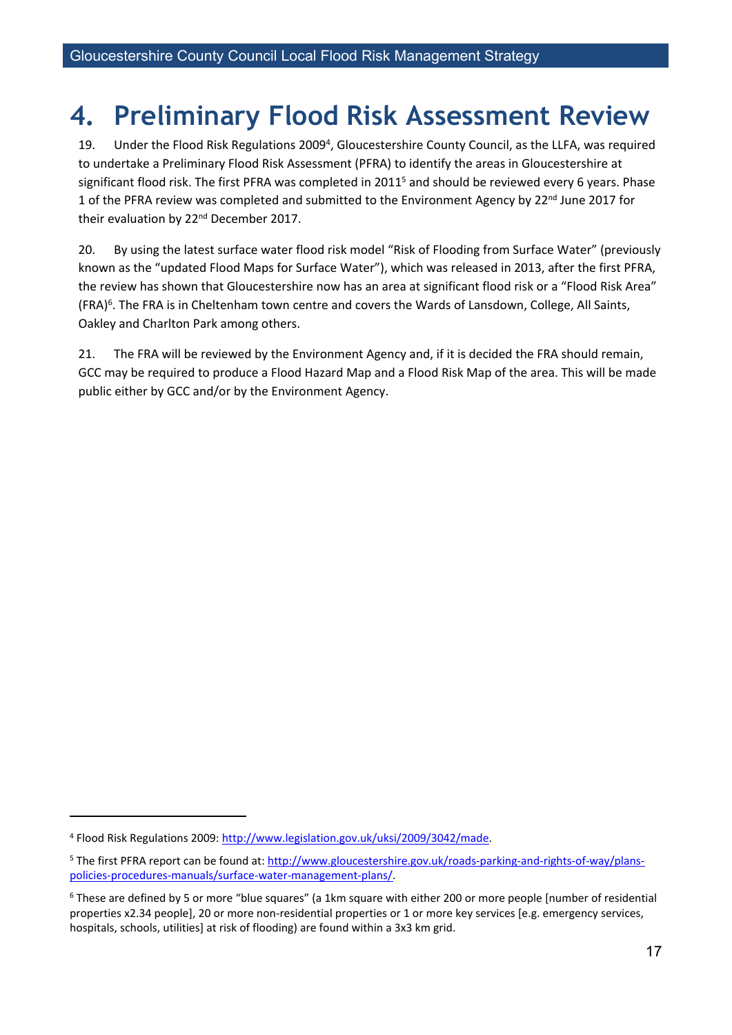# 4. Preliminary Flood Risk Assessment Review

19. Under the Flood Risk Regulations 2009[4], Gloucestershire County Council, as the LLFA, was required to undertake a Preliminary Flood Risk Assessment (PFRA) to identify the areas in Gloucestershire at significant flood risk. The first PFRA was completed in 2011[5] and should be reviewed every 6 years. Phase 1 of the PFRA review was completed and submitted to the Environment Agency by 22nd June 2017 for their evaluation by 22nd December 2017.

20. By using the latest surface water flood risk model "Risk of Flooding from Surface Water" (previously known as the "updated Flood Maps for Surface Water"), which was released in 2013, after the first PFRA, the review has shown that Gloucestershire now has an area at significant flood risk or a "Flood Risk Area" (FRA)[6]. The FRA is in Cheltenham town centre and covers the Wards of Lansdown, College, All Saints, Oakley and Charlton Park among others.

21. The FRA will be reviewed by the Environment Agency and, if it is decided the FRA should remain, GCC may be required to produce a Flood Hazard Map and a Flood Risk Map of the area. This will be made public either by GCC and/or by the Environment Agency.

---

[4] Flood Risk Regulations 2009: http://www.legislation.gov.uk/uksi/2009/3042/made.

[5] The first PFRA report can be found at: http://www.gloucestershire.gov.uk/roads-parking-and-rights-of-way/plans-policies-procedures-manuals/surface-water-management-plans/.

[6] These are defined by 5 or more "blue squares" (a 1km square with either 200 or more people [number of residential properties x2.34 people], 20 or more non-residential properties or 1 or more key services [e.g. emergency services, hospitals, schools, utilities] at risk of flooding) are found within a 3x3 km grid.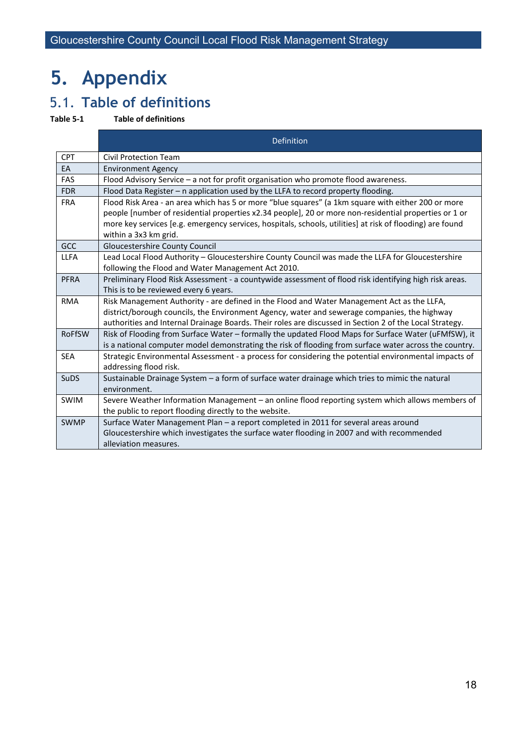# 5. Appendix

## 5.1. Table of definitions

**Table 5-1 Table of definitions**

| | Definition |
|---|---|
| CPT | Civil Protection Team |
| EA | Environment Agency |
| FAS | Flood Advisory Service – a not for profit organisation who promote flood awareness. |
| FDR | Flood Data Register – n application used by the LLFA to record property flooding. |
| FRA | Flood Risk Area - an area which has 5 or more "blue squares" (a 1km square with either 200 or more people [number of residential properties x2.34 people], 20 or more non-residential properties or 1 or more key services [e.g. emergency services, hospitals, schools, utilities] at risk of flooding) are found within a 3x3 km grid. |
| GCC | Gloucestershire County Council |
| LLFA | Lead Local Flood Authority – Gloucestershire County Council was made the LLFA for Gloucestershire following the Flood and Water Management Act 2010. |
| PFRA | Preliminary Flood Risk Assessment - a countywide assessment of flood risk identifying high risk areas. This is to be reviewed every 6 years. |
| RMA | Risk Management Authority - are defined in the Flood and Water Management Act as the LLFA, district/borough councils, the Environment Agency, water and sewerage companies, the highway authorities and Internal Drainage Boards. Their roles are discussed in Section 2 of the Local Strategy. |
| RoFfSW | Risk of Flooding from Surface Water – formally the updated Flood Maps for Surface Water (uFMfSW), it is a national computer model demonstrating the risk of flooding from surface water across the country. |
| SEA | Strategic Environmental Assessment - a process for considering the potential environmental impacts of addressing flood risk. |
| SuDS | Sustainable Drainage System – a form of surface water drainage which tries to mimic the natural environment. |
| SWIM | Severe Weather Information Management – an online flood reporting system which allows members of the public to report flooding directly to the website. |
| SWMP | Surface Water Management Plan – a report completed in 2011 for several areas around Gloucestershire which investigates the surface water flooding in 2007 and with recommended alleviation measures. |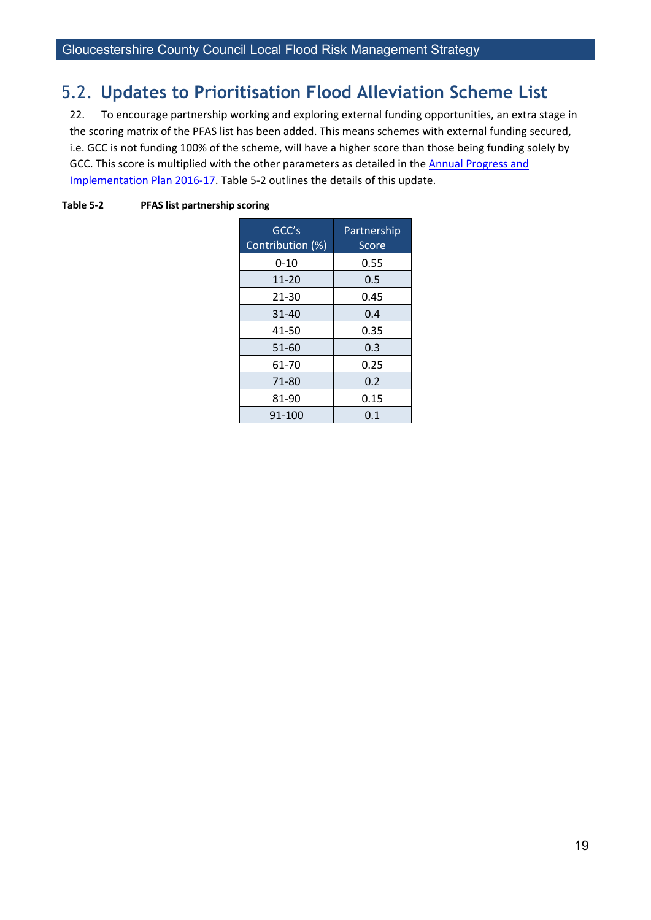## 5.2. Updates to Prioritisation Flood Alleviation Scheme List

22. To encourage partnership working and exploring external funding opportunities, an extra stage in the scoring matrix of the PFAS list has been added. This means schemes with external funding secured, i.e. GCC is not funding 100% of the scheme, will have a higher score than those being funding solely by GCC. This score is multiplied with the other parameters as detailed in the Annual Progress and Implementation Plan 2016-17. Table 5-2 outlines the details of this update.

**Table 5-2 PFAS list partnership scoring**

| GCC's Contribution (%) | Partnership Score |
|---|---|
| 0-10 | 0.55 |
| 11-20 | 0.5 |
| 21-30 | 0.45 |
| 31-40 | 0.4 |
| 41-50 | 0.35 |
| 51-60 | 0.3 |
| 61-70 | 0.25 |
| 71-80 | 0.2 |
| 81-90 | 0.15 |
| 91-100 | 0.1 |